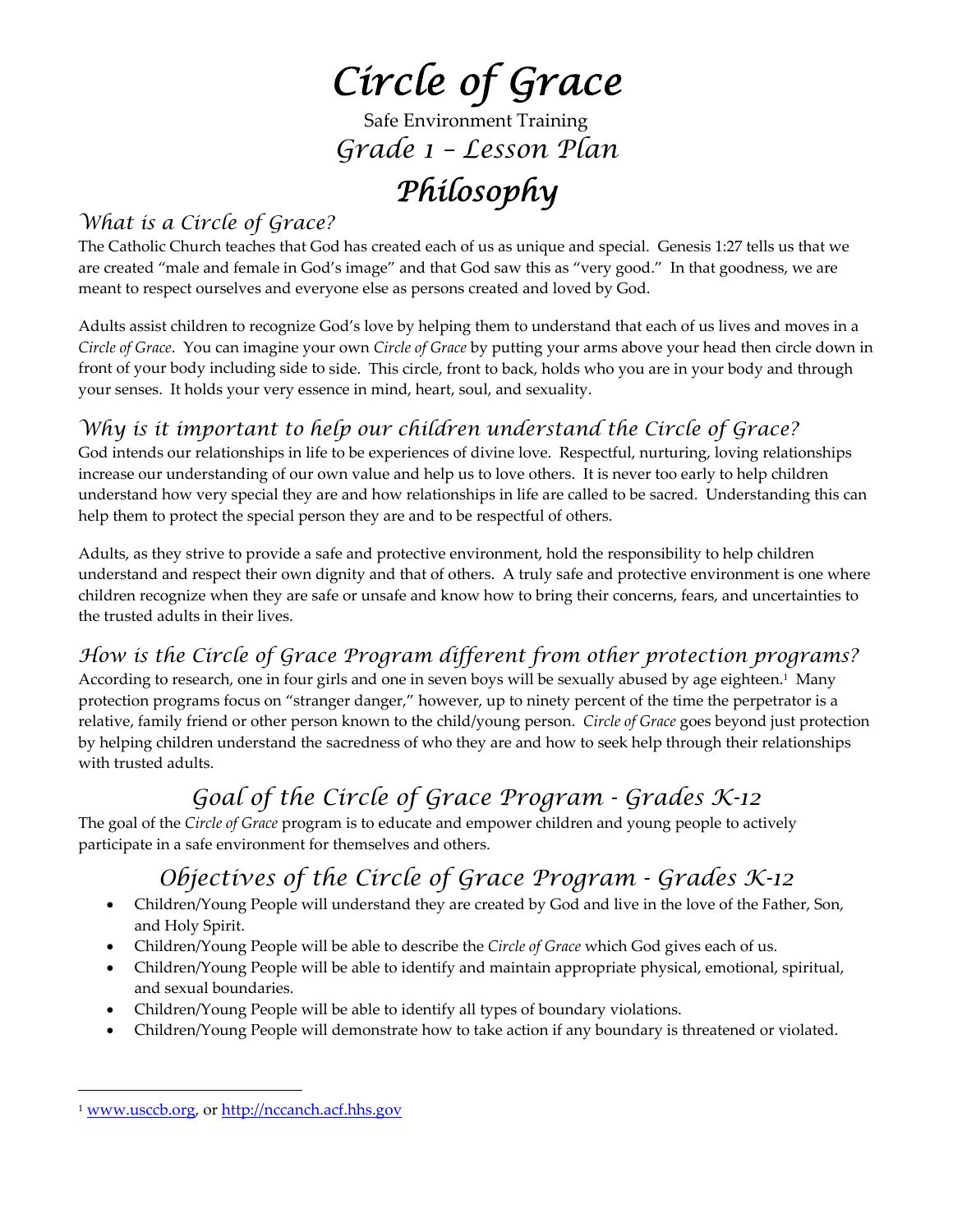# *Circle of Grace*

Safe Environment Training

## *Grade 1 – Lesson Plan*

# *Philosophy*

### *What is a Circle of Grace?*

The Catholic Church teaches that God has created each of us as unique and special. Genesis 1:27 tells us that we are created "male and female in God's image" and that God saw this as "very good." In that goodness, we are meant to respect ourselves and everyone else as persons created and loved by God.

Adults assist children to recognize God's love by helping them to understand that each of us lives and moves in a *Circle of Grace*. You can imagine your own *Circle of Grace* by putting your arms above your head then circle down in front of your body including side to side. This circle, front to back, holds who you are in your body and through your senses. It holds your very essence in mind, heart, soul, and sexuality.

### *Why is it important to help our children understand the Circle of Grace?*

God intends our relationships in life to be experiences of divine love. Respectful, nurturing, loving relationships increase our understanding of our own value and help us to love others. It is never too early to help children understand how very special they are and how relationships in life are called to be sacred. Understanding this can help them to protect the special person they are and to be respectful of others.

Adults, as they strive to provide a safe and protective environment, hold the responsibility to help children understand and respect their own dignity and that of others. A truly safe and protective environment is one where children recognize when they are safe or unsafe and know how to bring their concerns, fears, and uncertainties to the trusted adults in their lives.

### *How is the Circle of Grace Program different from other protection programs?*

According to research, one in four girls and one in seven boys will be sexually abused by age eighteen.[1] Many protection programs focus on "stranger danger," however, up to ninety percent of the time the perpetrator is a relative, family friend or other person known to the child/young person. *Circle of Grace* goes beyond just protection by helping children understand the sacredness of who they are and how to seek help through their relationships with trusted adults.

## *Goal of the Circle of Grace Program - Grades K-12*

The goal of the *Circle of Grace* program is to educate and empower children and young people to actively participate in a safe environment for themselves and others.

## *Objectives of the Circle of Grace Program - Grades K-12*

- Children/Young People will understand they are created by God and live in the love of the Father, Son, and Holy Spirit.
- Children/Young People will be able to describe the *Circle of Grace* which God gives each of us.
- Children/Young People will be able to identify and maintain appropriate physical, emotional, spiritual, and sexual boundaries.
- Children/Young People will be able to identify all types of boundary violations.
- Children/Young People will demonstrate how to take action if any boundary is threatened or violated.

---

[1] www.usccb.org, or http://nccanch.acf.hhs.gov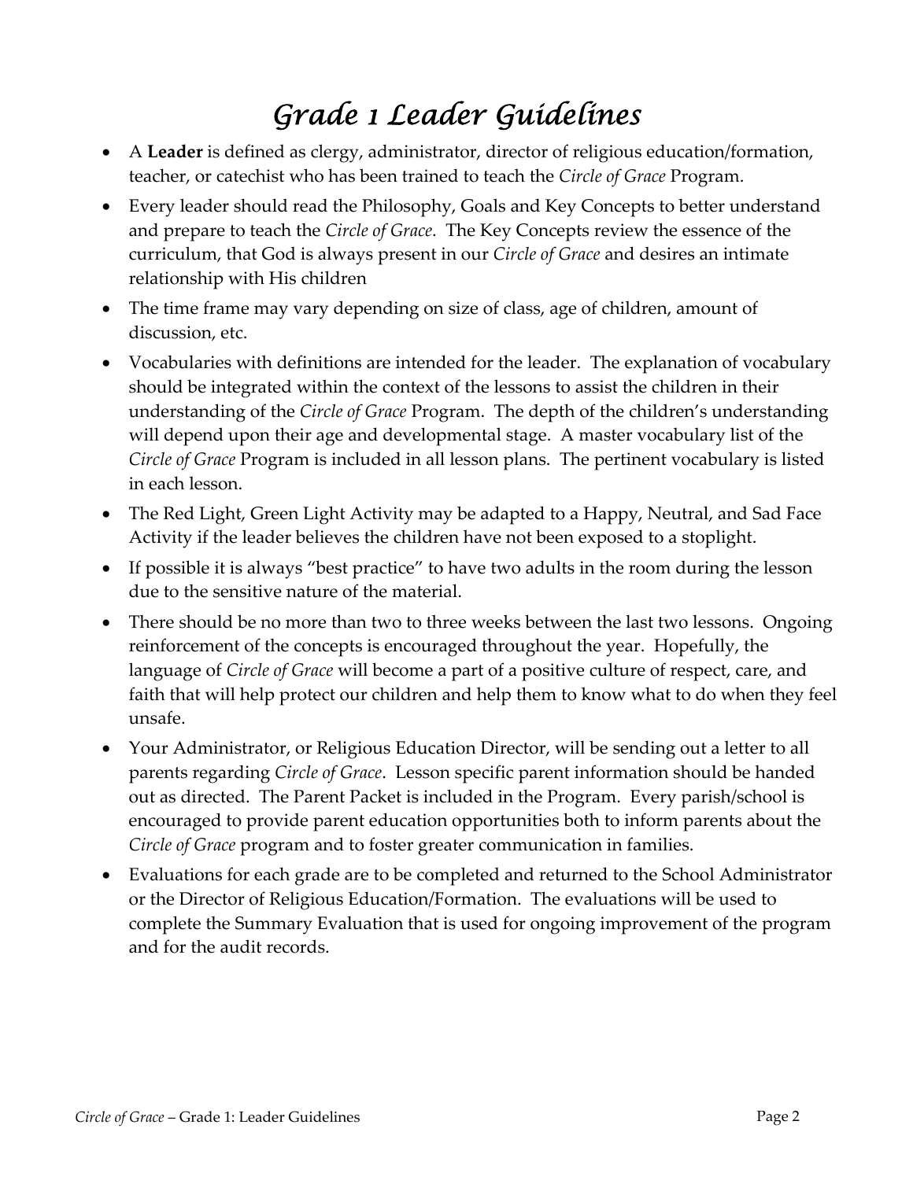# *Grade 1 Leader Guidelines*

- A **Leader** is defined as clergy, administrator, director of religious education/formation, teacher, or catechist who has been trained to teach the *Circle of Grace* Program.
- Every leader should read the Philosophy, Goals and Key Concepts to better understand and prepare to teach the *Circle of Grace*. The Key Concepts review the essence of the curriculum, that God is always present in our *Circle of Grace* and desires an intimate relationship with His children
- The time frame may vary depending on size of class, age of children, amount of discussion, etc.
- Vocabularies with definitions are intended for the leader. The explanation of vocabulary should be integrated within the context of the lessons to assist the children in their understanding of the *Circle of Grace* Program. The depth of the children's understanding will depend upon their age and developmental stage. A master vocabulary list of the *Circle of Grace* Program is included in all lesson plans. The pertinent vocabulary is listed in each lesson.
- The Red Light, Green Light Activity may be adapted to a Happy, Neutral, and Sad Face Activity if the leader believes the children have not been exposed to a stoplight.
- If possible it is always "best practice" to have two adults in the room during the lesson due to the sensitive nature of the material.
- There should be no more than two to three weeks between the last two lessons. Ongoing reinforcement of the concepts is encouraged throughout the year. Hopefully, the language of *Circle of Grace* will become a part of a positive culture of respect, care, and faith that will help protect our children and help them to know what to do when they feel unsafe.
- Your Administrator, or Religious Education Director, will be sending out a letter to all parents regarding *Circle of Grace*. Lesson specific parent information should be handed out as directed. The Parent Packet is included in the Program. Every parish/school is encouraged to provide parent education opportunities both to inform parents about the *Circle of Grace* program and to foster greater communication in families.
- Evaluations for each grade are to be completed and returned to the School Administrator or the Director of Religious Education/Formation. The evaluations will be used to complete the Summary Evaluation that is used for ongoing improvement of the program and for the audit records.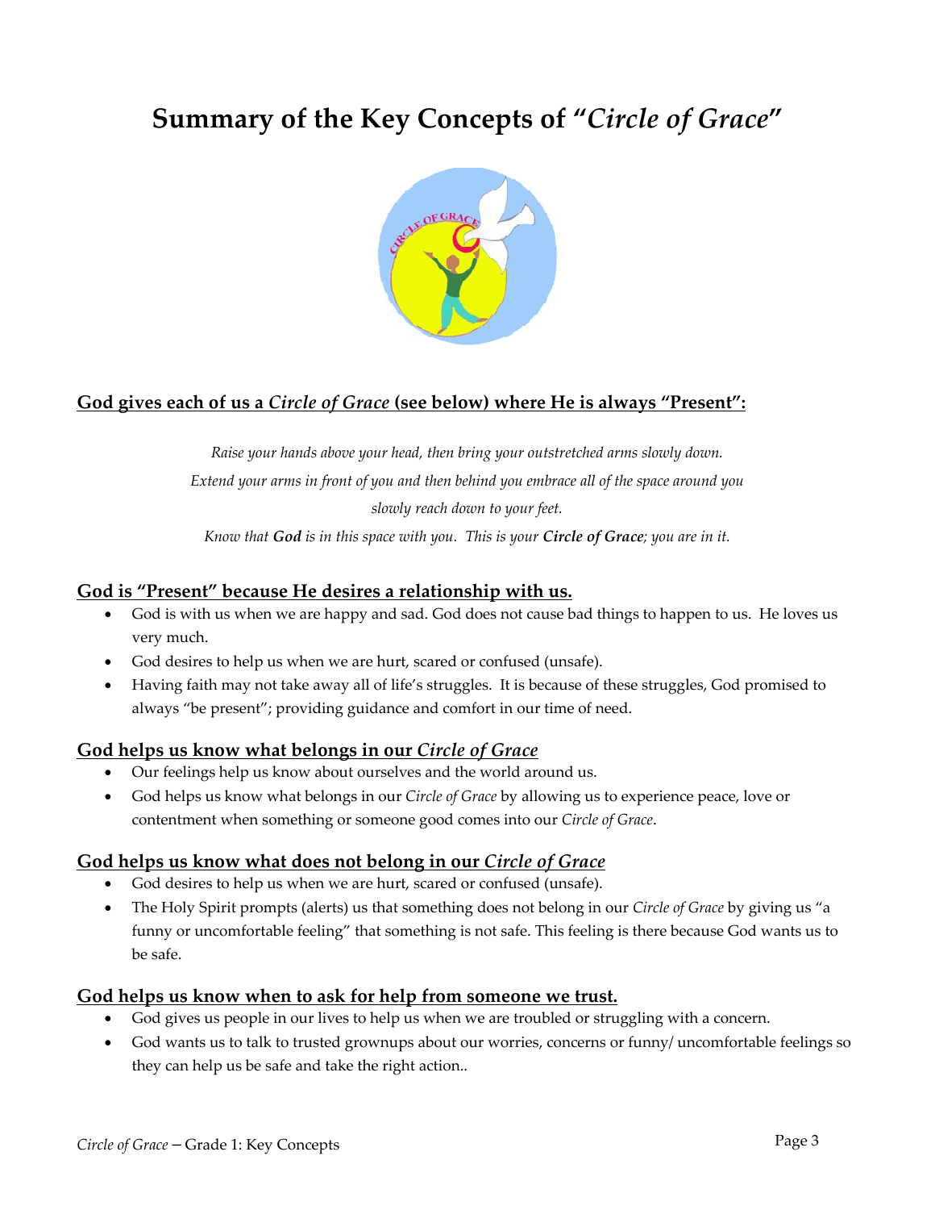# Summary of the Key Concepts of "*Circle of Grace*"

## God gives each of us a *Circle of Grace* (see below) where He is always "Present":

*Raise your hands above your head, then bring your outstretched arms slowly down.*
*Extend your arms in front of you and then behind you embrace all of the space around you*
*slowly reach down to your feet.*
*Know that **God** is in this space with you. This is your **Circle of Grace**; you are in it.*

## God is "Present" because He desires a relationship with us.

- God is with us when we are happy and sad. God does not cause bad things to happen to us. He loves us very much.
- God desires to help us when we are hurt, scared or confused (unsafe).
- Having faith may not take away all of life's struggles. It is because of these struggles, God promised to always "be present"; providing guidance and comfort in our time of need.

## God helps us know what belongs in our *Circle of Grace*

- Our feelings help us know about ourselves and the world around us.
- God helps us know what belongs in our *Circle of Grace* by allowing us to experience peace, love or contentment when something or someone good comes into our *Circle of Grace*.

## God helps us know what does not belong in our *Circle of Grace*

- God desires to help us when we are hurt, scared or confused (unsafe).
- The Holy Spirit prompts (alerts) us that something does not belong in our *Circle of Grace* by giving us "a funny or uncomfortable feeling" that something is not safe. This feeling is there because God wants us to be safe.

## God helps us know when to ask for help from someone we trust.

- God gives us people in our lives to help us when we are troubled or struggling with a concern.
- God wants us to talk to trusted grownups about our worries, concerns or funny/ uncomfortable feelings so they can help us be safe and take the right action..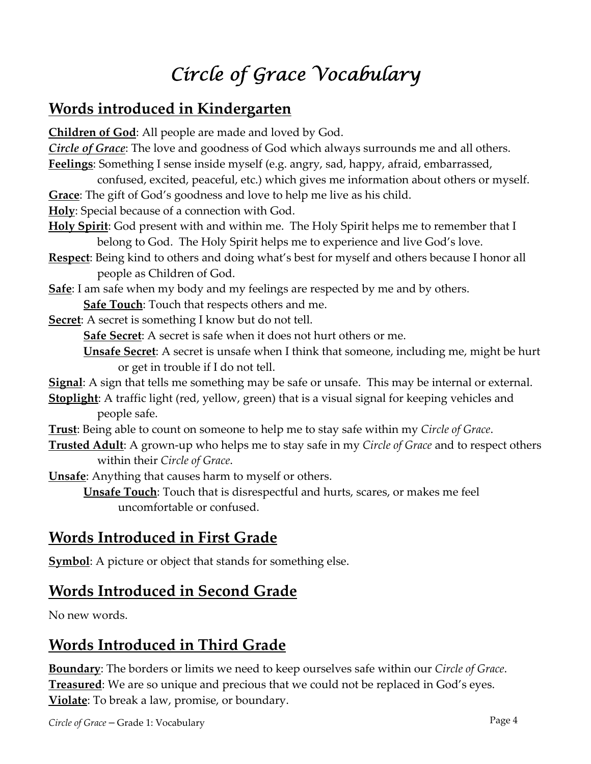# *Circle of Grace Vocabulary*

## Words introduced in Kindergarten

**Children of God**: All people are made and loved by God.

***Circle of Grace***: The love and goodness of God which always surrounds me and all others.

**Feelings**: Something I sense inside myself (e.g. angry, sad, happy, afraid, embarrassed, confused, excited, peaceful, etc.) which gives me information about others or myself.

**Grace**: The gift of God's goodness and love to help me live as his child.

**Holy**: Special because of a connection with God.

**Holy Spirit**: God present with and within me. The Holy Spirit helps me to remember that I belong to God. The Holy Spirit helps me to experience and live God's love.

**Respect**: Being kind to others and doing what's best for myself and others because I honor all people as Children of God.

**Safe**: I am safe when my body and my feelings are respected by me and by others.

- **Safe Touch**: Touch that respects others and me.

**Secret**: A secret is something I know but do not tell.

- **Safe Secret**: A secret is safe when it does not hurt others or me.
- **Unsafe Secret**: A secret is unsafe when I think that someone, including me, might be hurt or get in trouble if I do not tell.

**Signal**: A sign that tells me something may be safe or unsafe. This may be internal or external.

**Stoplight**: A traffic light (red, yellow, green) that is a visual signal for keeping vehicles and people safe.

**Trust**: Being able to count on someone to help me to stay safe within my *Circle of Grace*.

**Trusted Adult**: A grown-up who helps me to stay safe in my *Circle of Grace* and to respect others within their *Circle of Grace*.

**Unsafe**: Anything that causes harm to myself or others.

- **Unsafe Touch**: Touch that is disrespectful and hurts, scares, or makes me feel uncomfortable or confused.

## Words Introduced in First Grade

**Symbol**: A picture or object that stands for something else.

## Words Introduced in Second Grade

No new words.

## Words Introduced in Third Grade

**Boundary**: The borders or limits we need to keep ourselves safe within our *Circle of Grace*.

**Treasured**: We are so unique and precious that we could not be replaced in God's eyes.

**Violate**: To break a law, promise, or boundary.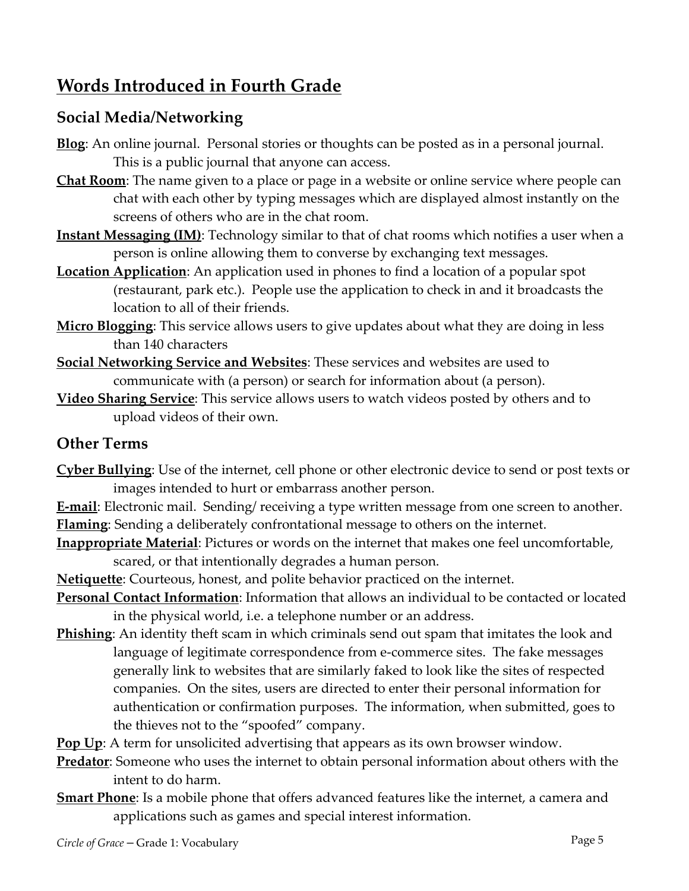## Words Introduced in Fourth Grade

### Social Media/Networking

**Blog**: An online journal. Personal stories or thoughts can be posted as in a personal journal. This is a public journal that anyone can access.

**Chat Room**: The name given to a place or page in a website or online service where people can chat with each other by typing messages which are displayed almost instantly on the screens of others who are in the chat room.

**Instant Messaging (IM)**: Technology similar to that of chat rooms which notifies a user when a person is online allowing them to converse by exchanging text messages.

**Location Application**: An application used in phones to find a location of a popular spot (restaurant, park etc.). People use the application to check in and it broadcasts the location to all of their friends.

**Micro Blogging**: This service allows users to give updates about what they are doing in less than 140 characters

**Social Networking Service and Websites**: These services and websites are used to communicate with (a person) or search for information about (a person).

**Video Sharing Service**: This service allows users to watch videos posted by others and to upload videos of their own.

### Other Terms

**Cyber Bullying**: Use of the internet, cell phone or other electronic device to send or post texts or images intended to hurt or embarrass another person.

**E-mail**: Electronic mail. Sending/ receiving a type written message from one screen to another.

**Flaming**: Sending a deliberately confrontational message to others on the internet.

**Inappropriate Material**: Pictures or words on the internet that makes one feel uncomfortable, scared, or that intentionally degrades a human person.

**Netiquette**: Courteous, honest, and polite behavior practiced on the internet.

**Personal Contact Information**: Information that allows an individual to be contacted or located in the physical world, i.e. a telephone number or an address.

**Phishing**: An identity theft scam in which criminals send out spam that imitates the look and language of legitimate correspondence from e-commerce sites. The fake messages generally link to websites that are similarly faked to look like the sites of respected companies. On the sites, users are directed to enter their personal information for authentication or confirmation purposes. The information, when submitted, goes to the thieves not to the "spoofed" company.

**Pop Up**: A term for unsolicited advertising that appears as its own browser window.

**Predator**: Someone who uses the internet to obtain personal information about others with the intent to do harm.

**Smart Phone**: Is a mobile phone that offers advanced features like the internet, a camera and applications such as games and special interest information.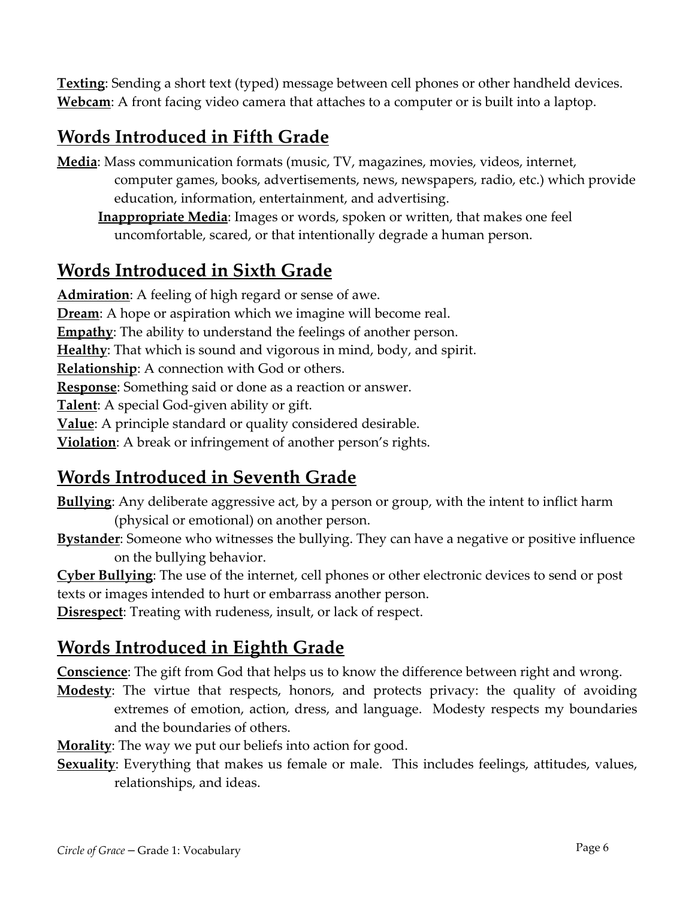**Texting**: Sending a short text (typed) message between cell phones or other handheld devices.
**Webcam**: A front facing video camera that attaches to a computer or is built into a laptop.

## Words Introduced in Fifth Grade

**Media**: Mass communication formats (music, TV, magazines, movies, videos, internet, computer games, books, advertisements, news, newspapers, radio, etc.) which provide education, information, entertainment, and advertising.

**Inappropriate Media**: Images or words, spoken or written, that makes one feel uncomfortable, scared, or that intentionally degrade a human person.

## Words Introduced in Sixth Grade

**Admiration**: A feeling of high regard or sense of awe.
**Dream**: A hope or aspiration which we imagine will become real.
**Empathy**: The ability to understand the feelings of another person.
**Healthy**: That which is sound and vigorous in mind, body, and spirit.
**Relationship**: A connection with God or others.
**Response**: Something said or done as a reaction or answer.
**Talent**: A special God-given ability or gift.
**Value**: A principle standard or quality considered desirable.
**Violation**: A break or infringement of another person's rights.

## Words Introduced in Seventh Grade

**Bullying**: Any deliberate aggressive act, by a person or group, with the intent to inflict harm (physical or emotional) on another person.
**Bystander**: Someone who witnesses the bullying. They can have a negative or positive influence on the bullying behavior.
**Cyber Bullying**: The use of the internet, cell phones or other electronic devices to send or post texts or images intended to hurt or embarrass another person.
**Disrespect**: Treating with rudeness, insult, or lack of respect.

## Words Introduced in Eighth Grade

**Conscience**: The gift from God that helps us to know the difference between right and wrong.
**Modesty**: The virtue that respects, honors, and protects privacy: the quality of avoiding extremes of emotion, action, dress, and language. Modesty respects my boundaries and the boundaries of others.
**Morality**: The way we put our beliefs into action for good.
**Sexuality**: Everything that makes us female or male. This includes feelings, attitudes, values, relationships, and ideas.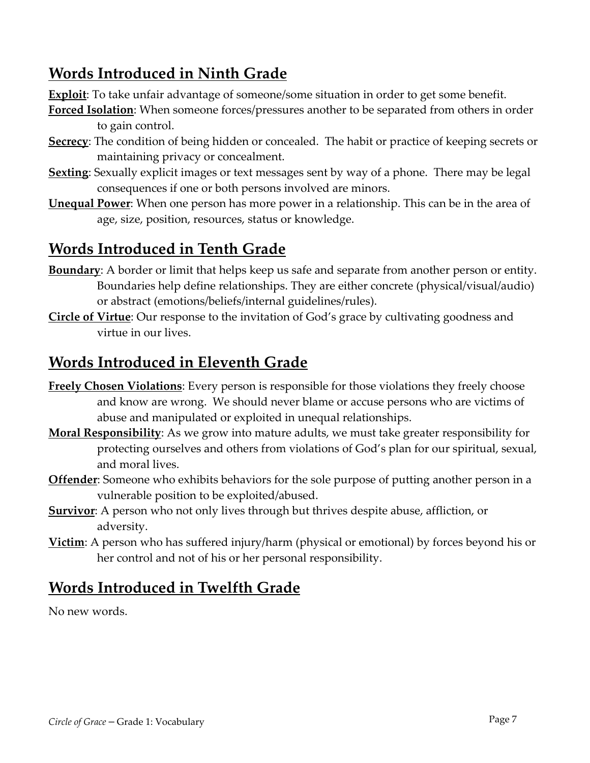## Words Introduced in Ninth Grade

**Exploit**: To take unfair advantage of someone/some situation in order to get some benefit.

**Forced Isolation**: When someone forces/pressures another to be separated from others in order to gain control.

**Secrecy**: The condition of being hidden or concealed. The habit or practice of keeping secrets or maintaining privacy or concealment.

**Sexting**: Sexually explicit images or text messages sent by way of a phone. There may be legal consequences if one or both persons involved are minors.

**Unequal Power**: When one person has more power in a relationship. This can be in the area of age, size, position, resources, status or knowledge.

## Words Introduced in Tenth Grade

**Boundary**: A border or limit that helps keep us safe and separate from another person or entity. Boundaries help define relationships. They are either concrete (physical/visual/audio) or abstract (emotions/beliefs/internal guidelines/rules).

**Circle of Virtue**: Our response to the invitation of God's grace by cultivating goodness and virtue in our lives.

## Words Introduced in Eleventh Grade

**Freely Chosen Violations**: Every person is responsible for those violations they freely choose and know are wrong. We should never blame or accuse persons who are victims of abuse and manipulated or exploited in unequal relationships.

**Moral Responsibility**: As we grow into mature adults, we must take greater responsibility for protecting ourselves and others from violations of God's plan for our spiritual, sexual, and moral lives.

**Offender**: Someone who exhibits behaviors for the sole purpose of putting another person in a vulnerable position to be exploited/abused.

**Survivor**: A person who not only lives through but thrives despite abuse, affliction, or adversity.

**Victim**: A person who has suffered injury/harm (physical or emotional) by forces beyond his or her control and not of his or her personal responsibility.

## Words Introduced in Twelfth Grade

No new words.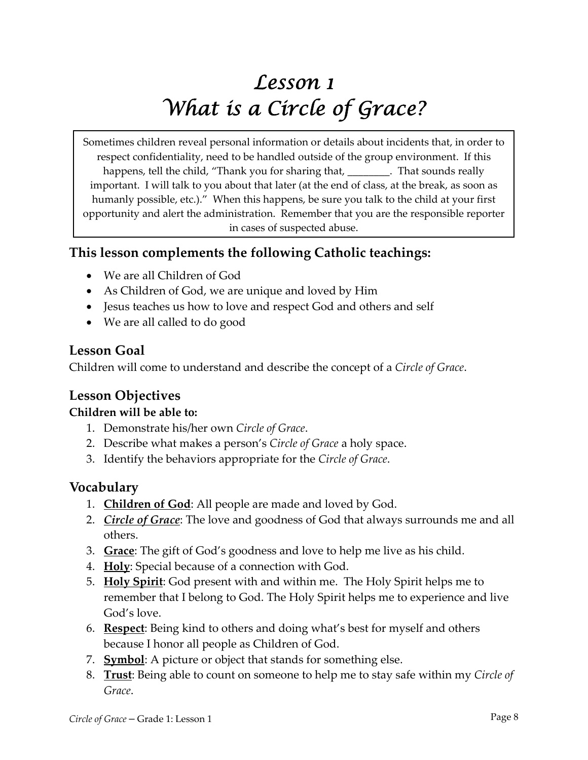# *Lesson 1*
# *What is a Circle of Grace?*

> Sometimes children reveal personal information or details about incidents that, in order to respect confidentiality, need to be handled outside of the group environment. If this happens, tell the child, "Thank you for sharing that, ________. That sounds really important. I will talk to you about that later (at the end of class, at the break, as soon as humanly possible, etc.)." When this happens, be sure you talk to the child at your first opportunity and alert the administration. Remember that you are the responsible reporter in cases of suspected abuse.

### This lesson complements the following Catholic teachings:

- We are all Children of God
- As Children of God, we are unique and loved by Him
- Jesus teaches us how to love and respect God and others and self
- We are all called to do good

## Lesson Goal

Children will come to understand and describe the concept of a *Circle of Grace*.

## Lesson Objectives

**Children will be able to:**

1. Demonstrate his/her own *Circle of Grace*.
2. Describe what makes a person's *Circle of Grace* a holy space.
3. Identify the behaviors appropriate for the *Circle of Grace*.

## Vocabulary

1. **Children of God**: All people are made and loved by God.
2. ***Circle of Grace***: The love and goodness of God that always surrounds me and all others.
3. **Grace**: The gift of God's goodness and love to help me live as his child.
4. **Holy**: Special because of a connection with God.
5. **Holy Spirit**: God present with and within me. The Holy Spirit helps me to remember that I belong to God. The Holy Spirit helps me to experience and live God's love.
6. **Respect**: Being kind to others and doing what's best for myself and others because I honor all people as Children of God.
7. **Symbol**: A picture or object that stands for something else.
8. **Trust**: Being able to count on someone to help me to stay safe within my *Circle of Grace*.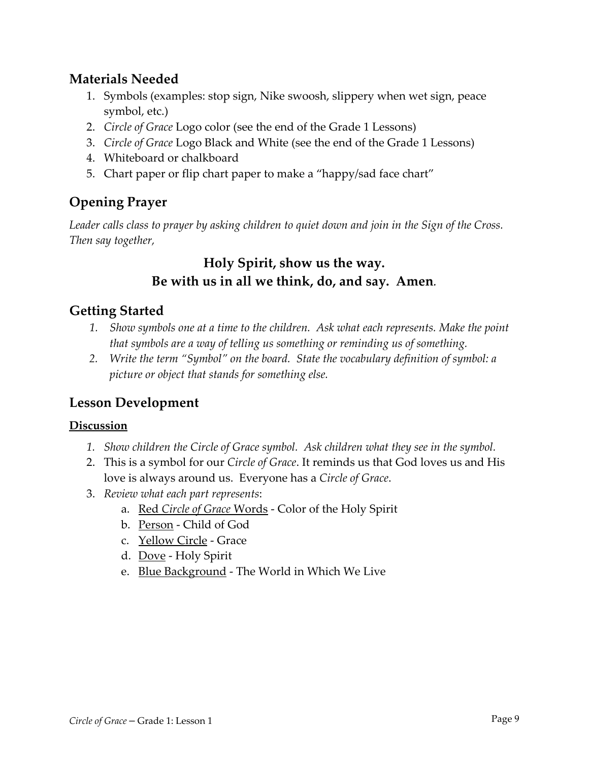## Materials Needed

1. Symbols (examples: stop sign, Nike swoosh, slippery when wet sign, peace symbol, etc.)
2. *Circle of Grace* Logo color (see the end of the Grade 1 Lessons)
3. *Circle of Grace* Logo Black and White (see the end of the Grade 1 Lessons)
4. Whiteboard or chalkboard
5. Chart paper or flip chart paper to make a "happy/sad face chart"

## Opening Prayer

*Leader calls class to prayer by asking children to quiet down and join in the Sign of the Cross. Then say together,*

**Holy Spirit, show us the way.**
**Be with us in all we think, do, and say. Amen.**

## Getting Started

1. *Show symbols one at a time to the children. Ask what each represents. Make the point that symbols are a way of telling us something or reminding us of something.*
2. *Write the term "Symbol" on the board. State the vocabulary definition of symbol: a picture or object that stands for something else.*

## Lesson Development

**Discussion**

1. *Show children the Circle of Grace symbol. Ask children what they see in the symbol.*
2. This is a symbol for our *Circle of Grace*. It reminds us that God loves us and His love is always around us. Everyone has a *Circle of Grace*.
3. *Review what each part represents*:
   a. Red *Circle of Grace* Words - Color of the Holy Spirit
   b. Person - Child of God
   c. Yellow Circle - Grace
   d. Dove - Holy Spirit
   e. Blue Background - The World in Which We Live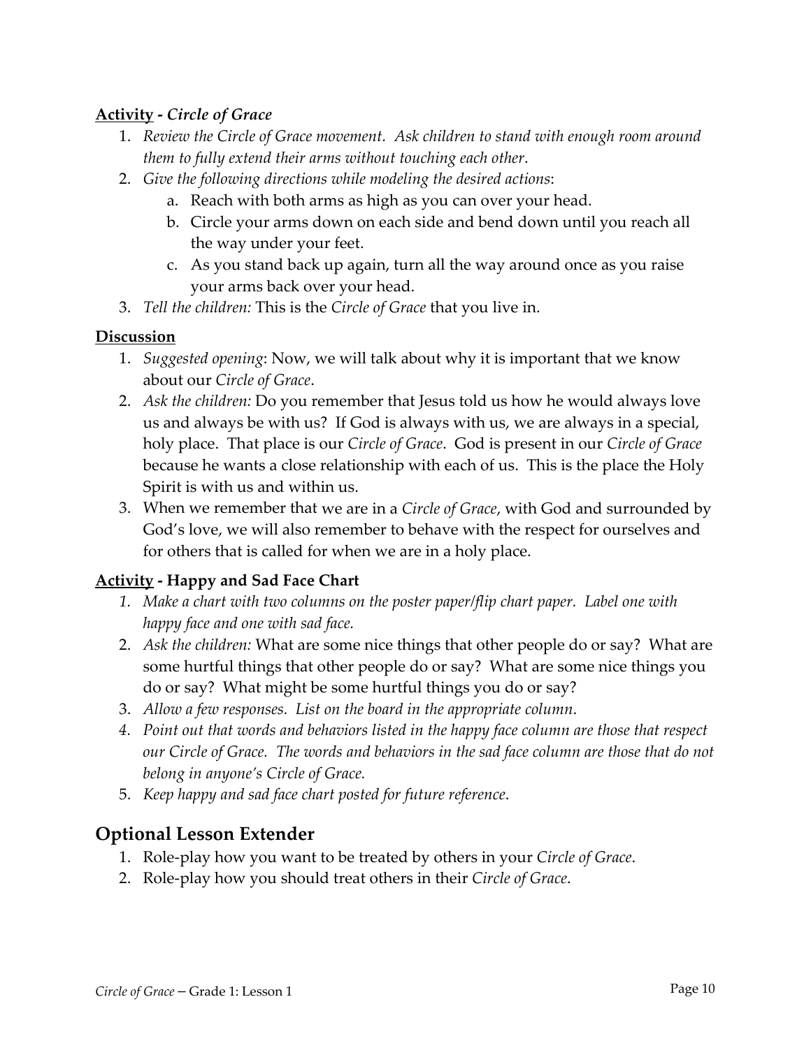**<u>Activity</u> - *Circle of Grace***

1. *Review the Circle of Grace movement. Ask children to stand with enough room around them to fully extend their arms without touching each other*.
2. *Give the following directions while modeling the desired actions*:
   a. Reach with both arms as high as you can over your head.
   b. Circle your arms down on each side and bend down until you reach all the way under your feet.
   c. As you stand back up again, turn all the way around once as you raise your arms back over your head.
3. *Tell the children:* This is the *Circle of Grace* that you live in.

**<u>Discussion</u>**

1. *Suggested opening*: Now, we will talk about why it is important that we know about our *Circle of Grace*.
2. *Ask the children:* Do you remember that Jesus told us how he would always love us and always be with us? If God is always with us, we are always in a special, holy place. That place is our *Circle of Grace*. God is present in our *Circle of Grace* because he wants a close relationship with each of us. This is the place the Holy Spirit is with us and within us.
3. When we remember that we are in a *Circle of Grace*, with God and surrounded by God's love, we will also remember to behave with the respect for ourselves and for others that is called for when we are in a holy place.

**<u>Activity</u> - Happy and Sad Face Chart**

1. *Make a chart with two columns on the poster paper/flip chart paper. Label one with happy face and one with sad face.*
2. *Ask the children:* What are some nice things that other people do or say? What are some hurtful things that other people do or say? What are some nice things you do or say? What might be some hurtful things you do or say?
3. *Allow a few responses. List on the board in the appropriate column*.
4. *Point out that words and behaviors listed in the happy face column are those that respect our Circle of Grace. The words and behaviors in the sad face column are those that do not belong in anyone's Circle of Grace.*
5. *Keep happy and sad face chart posted for future reference*.

## Optional Lesson Extender

1. Role-play how you want to be treated by others in your *Circle of Grace*.
2. Role-play how you should treat others in their *Circle of Grace*.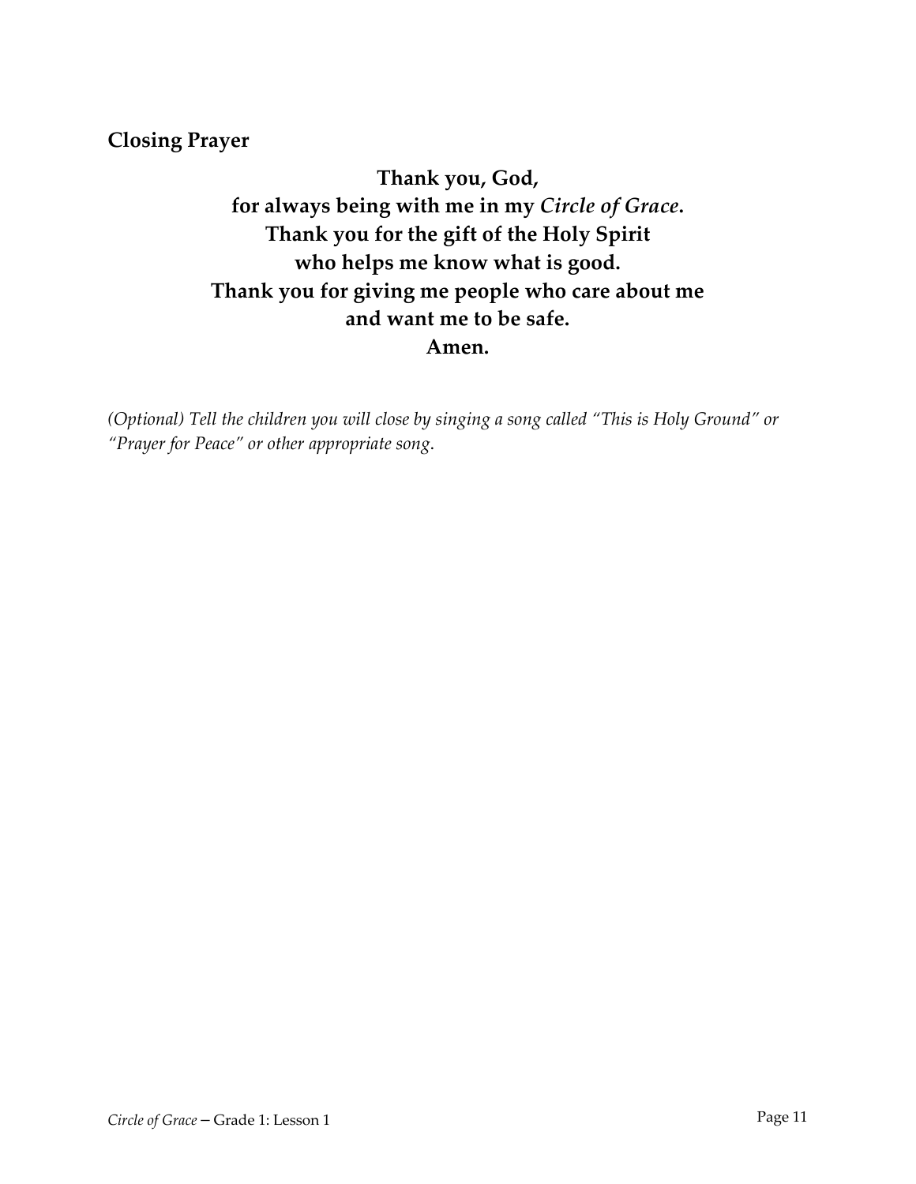**Closing Prayer**

**Thank you, God,**
**for always being with me in my *Circle of Grace*.**
**Thank you for the gift of the Holy Spirit**
**who helps me know what is good.**
**Thank you for giving me people who care about me**
**and want me to be safe.**
**Amen.**

*(Optional) Tell the children you will close by singing a song called "This is Holy Ground" or "Prayer for Peace" or other appropriate song.*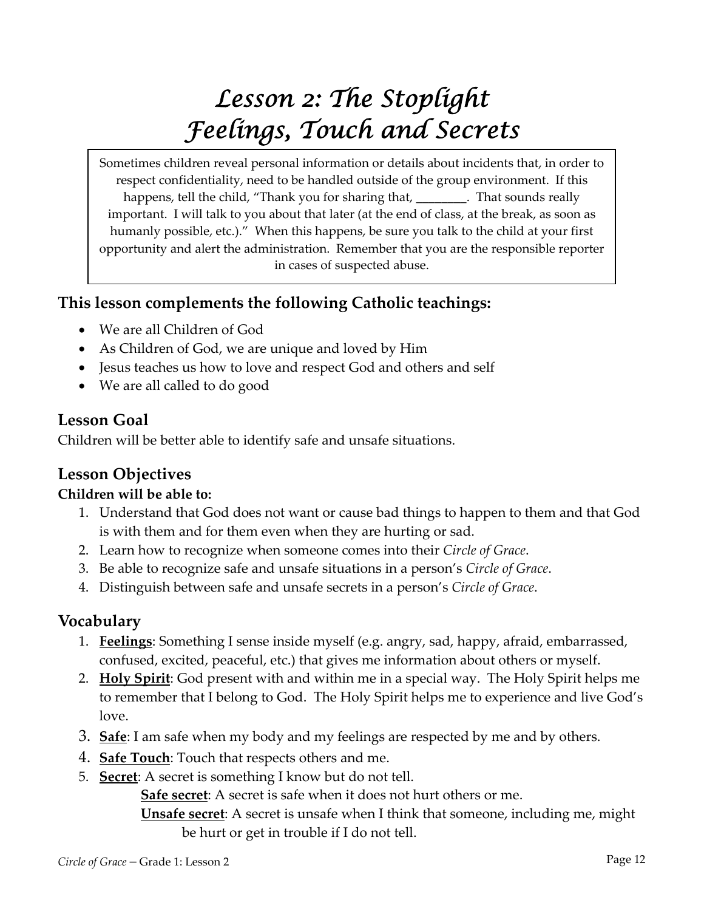# Lesson 2: The Stoplight
# Feelings, Touch and Secrets

> Sometimes children reveal personal information or details about incidents that, in order to respect confidentiality, need to be handled outside of the group environment. If this happens, tell the child, "Thank you for sharing that, ________. That sounds really important. I will talk to you about that later (at the end of class, at the break, as soon as humanly possible, etc.)." When this happens, be sure you talk to the child at your first opportunity and alert the administration. Remember that you are the responsible reporter in cases of suspected abuse.

## This lesson complements the following Catholic teachings:

- We are all Children of God
- As Children of God, we are unique and loved by Him
- Jesus teaches us how to love and respect God and others and self
- We are all called to do good

## Lesson Goal

Children will be better able to identify safe and unsafe situations.

## Lesson Objectives

**Children will be able to:**

1. Understand that God does not want or cause bad things to happen to them and that God is with them and for them even when they are hurting or sad.
2. Learn how to recognize when someone comes into their *Circle of Grace*.
3. Be able to recognize safe and unsafe situations in a person's *Circle of Grace*.
4. Distinguish between safe and unsafe secrets in a person's *Circle of Grace*.

## Vocabulary

1. **Feelings**: Something I sense inside myself (e.g. angry, sad, happy, afraid, embarrassed, confused, excited, peaceful, etc.) that gives me information about others or myself.
2. **Holy Spirit**: God present with and within me in a special way. The Holy Spirit helps me to remember that I belong to God. The Holy Spirit helps me to experience and live God's love.
3. **Safe**: I am safe when my body and my feelings are respected by me and by others.
4. **Safe Touch**: Touch that respects others and me.
5. **Secret**: A secret is something I know but do not tell.
   - **Safe secret**: A secret is safe when it does not hurt others or me.
   - **Unsafe secret**: A secret is unsafe when I think that someone, including me, might be hurt or get in trouble if I do not tell.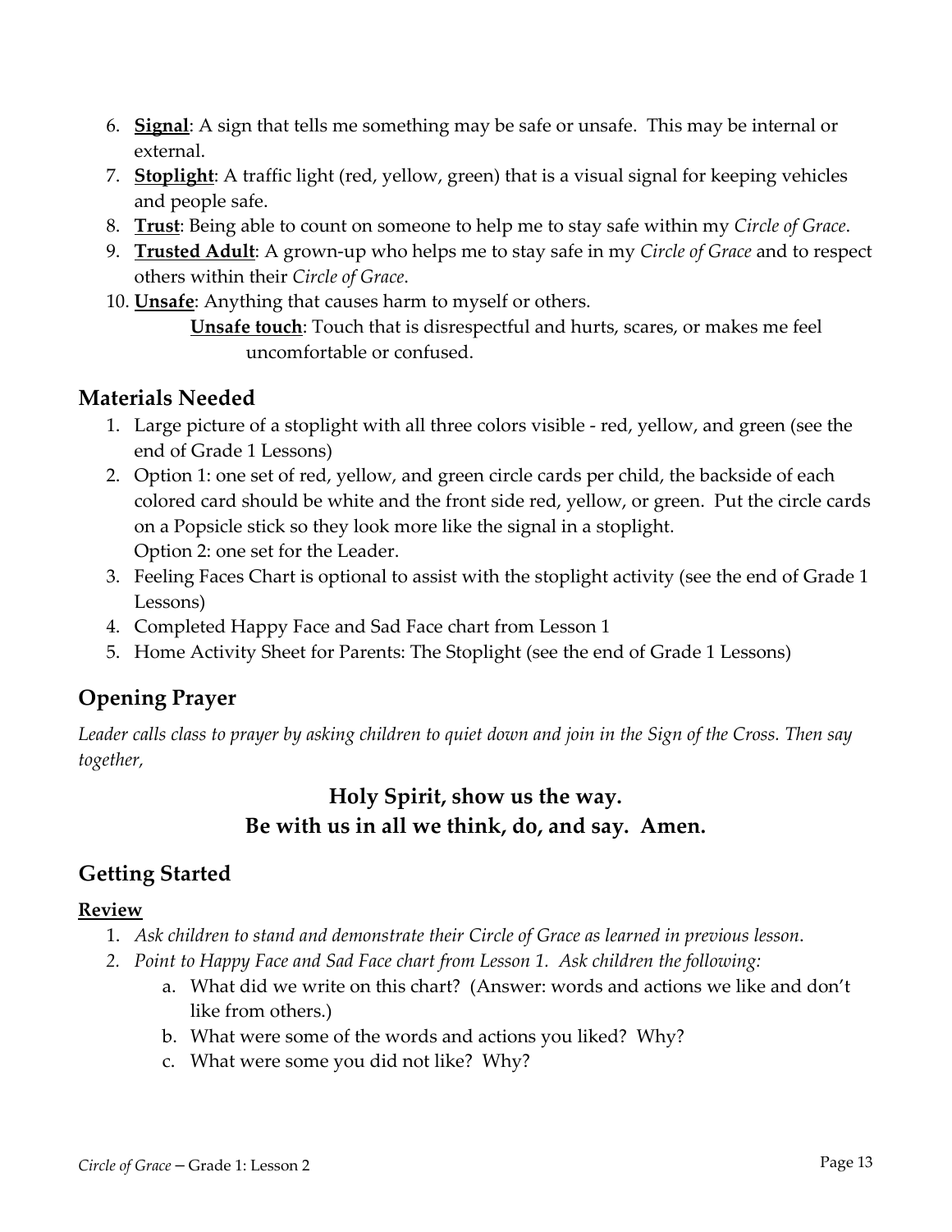6. **<u>Signal</u>**: A sign that tells me something may be safe or unsafe. This may be internal or external.
7. **<u>Stoplight</u>**: A traffic light (red, yellow, green) that is a visual signal for keeping vehicles and people safe.
8. **<u>Trust</u>**: Being able to count on someone to help me to stay safe within my *Circle of Grace*.
9. **<u>Trusted Adult</u>**: A grown-up who helps me to stay safe in my *Circle of Grace* and to respect others within their *Circle of Grace*.
10. **<u>Unsafe</u>**: Anything that causes harm to myself or others.

    **<u>Unsafe touch</u>**: Touch that is disrespectful and hurts, scares, or makes me feel uncomfortable or confused.

## Materials Needed

1. Large picture of a stoplight with all three colors visible - red, yellow, and green (see the end of Grade 1 Lessons)
2. Option 1: one set of red, yellow, and green circle cards per child, the backside of each colored card should be white and the front side red, yellow, or green. Put the circle cards on a Popsicle stick so they look more like the signal in a stoplight.
   Option 2: one set for the Leader.
3. Feeling Faces Chart is optional to assist with the stoplight activity (see the end of Grade 1 Lessons)
4. Completed Happy Face and Sad Face chart from Lesson 1
5. Home Activity Sheet for Parents: The Stoplight (see the end of Grade 1 Lessons)

## Opening Prayer

*Leader calls class to prayer by asking children to quiet down and join in the Sign of the Cross. Then say together,*

**Holy Spirit, show us the way.**
**Be with us in all we think, do, and say. Amen.**

## Getting Started

### <u>Review</u>

1. *Ask children to stand and demonstrate their Circle of Grace as learned in previous lesson*.
2. *Point to Happy Face and Sad Face chart from Lesson 1. Ask children the following:*
   a. What did we write on this chart? (Answer: words and actions we like and don't like from others.)
   b. What were some of the words and actions you liked? Why?
   c. What were some you did not like? Why?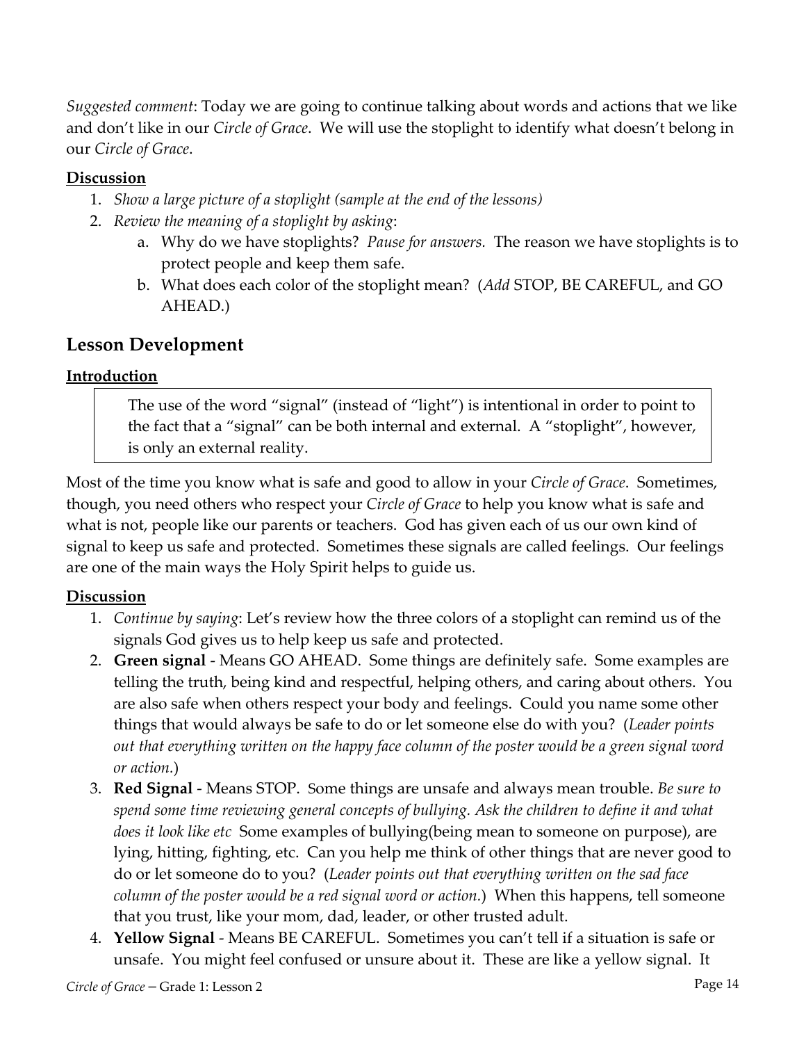*Suggested comment*: Today we are going to continue talking about words and actions that we like and don't like in our *Circle of Grace*. We will use the stoplight to identify what doesn't belong in our *Circle of Grace*.

**Discussion**

1. *Show a large picture of a stoplight (sample at the end of the lessons)*
2. *Review the meaning of a stoplight by asking*:
   a. Why do we have stoplights? *Pause for answers.* The reason we have stoplights is to protect people and keep them safe.
   b. What does each color of the stoplight mean? (*Add* STOP, BE CAREFUL, and GO AHEAD.)

## Lesson Development

**Introduction**

> The use of the word "signal" (instead of "light") is intentional in order to point to the fact that a "signal" can be both internal and external. A "stoplight", however, is only an external reality.

Most of the time you know what is safe and good to allow in your *Circle of Grace*. Sometimes, though, you need others who respect your *Circle of Grace* to help you know what is safe and what is not, people like our parents or teachers. God has given each of us our own kind of signal to keep us safe and protected. Sometimes these signals are called feelings. Our feelings are one of the main ways the Holy Spirit helps to guide us.

**Discussion**

1. *Continue by saying*: Let's review how the three colors of a stoplight can remind us of the signals God gives us to help keep us safe and protected.
2. **Green signal** - Means GO AHEAD. Some things are definitely safe. Some examples are telling the truth, being kind and respectful, helping others, and caring about others. You are also safe when others respect your body and feelings. Could you name some other things that would always be safe to do or let someone else do with you? (*Leader points out that everything written on the happy face column of the poster would be a green signal word or action.*)
3. **Red Signal** - Means STOP. Some things are unsafe and always mean trouble. *Be sure to spend some time reviewing general concepts of bullying. Ask the children to define it and what does it look like etc* Some examples of bullying(being mean to someone on purpose), are lying, hitting, fighting, etc. Can you help me think of other things that are never good to do or let someone do to you? (*Leader points out that everything written on the sad face column of the poster would be a red signal word or action.*) When this happens, tell someone that you trust, like your mom, dad, leader, or other trusted adult.
4. **Yellow Signal** - Means BE CAREFUL. Sometimes you can't tell if a situation is safe or unsafe. You might feel confused or unsure about it. These are like a yellow signal. It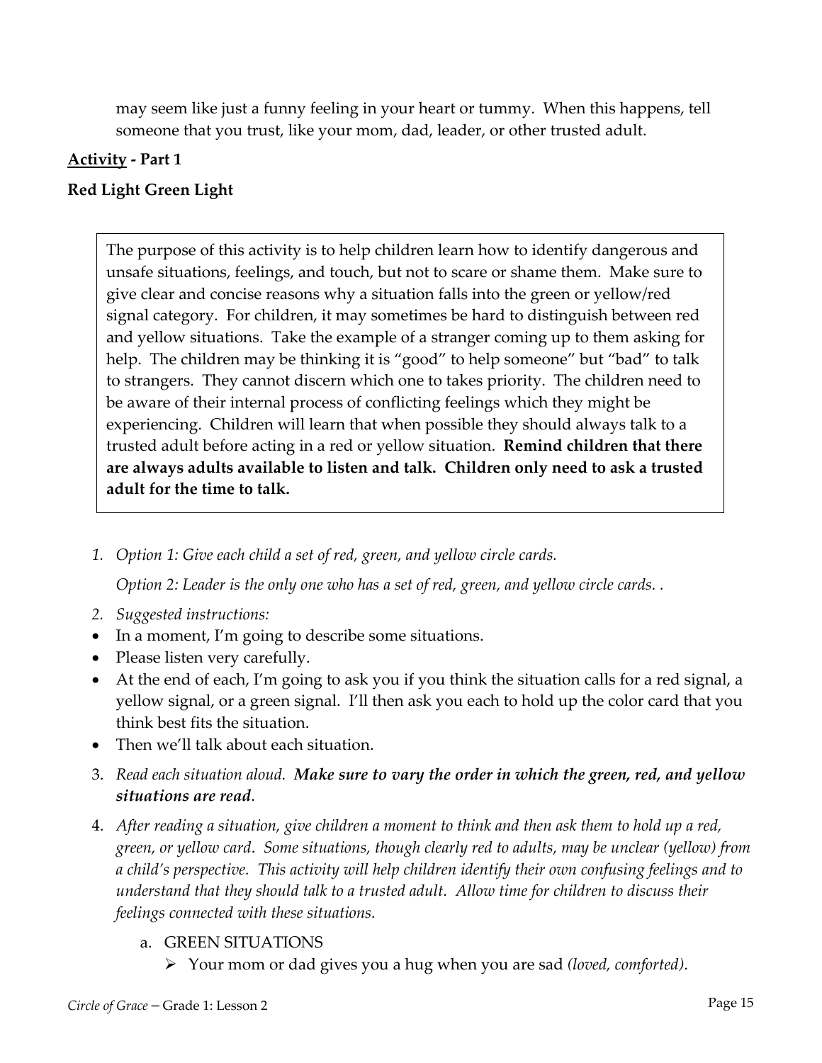may seem like just a funny feeling in your heart or tummy. When this happens, tell someone that you trust, like your mom, dad, leader, or other trusted adult.

**<u>Activity</u> - Part 1**

**Red Light Green Light**

> The purpose of this activity is to help children learn how to identify dangerous and unsafe situations, feelings, and touch, but not to scare or shame them. Make sure to give clear and concise reasons why a situation falls into the green or yellow/red signal category. For children, it may sometimes be hard to distinguish between red and yellow situations. Take the example of a stranger coming up to them asking for help. The children may be thinking it is "good" to help someone" but "bad" to talk to strangers. They cannot discern which one to takes priority. The children need to be aware of their internal process of conflicting feelings which they might be experiencing. Children will learn that when possible they should always talk to a trusted adult before acting in a red or yellow situation. **Remind children that there are always adults available to listen and talk. Children only need to ask a trusted adult for the time to talk.**

1. *Option 1: Give each child a set of red, green, and yellow circle cards.*

   *Option 2: Leader is the only one who has a set of red, green, and yellow circle cards. .*

2. *Suggested instructions:*

- In a moment, I'm going to describe some situations.
- Please listen very carefully.
- At the end of each, I'm going to ask you if you think the situation calls for a red signal, a yellow signal, or a green signal. I'll then ask you each to hold up the color card that you think best fits the situation.
- Then we'll talk about each situation.

3. *Read each situation aloud.* ***Make sure to vary the order in which the green, red, and yellow situations are read****.*

4. *After reading a situation, give children a moment to think and then ask them to hold up a red, green, or yellow card. Some situations, though clearly red to adults, may be unclear (yellow) from a child's perspective. This activity will help children identify their own confusing feelings and to understand that they should talk to a trusted adult. Allow time for children to discuss their feelings connected with these situations.*

   a. GREEN SITUATIONS
      - Your mom or dad gives you a hug when you are sad *(loved, comforted)*.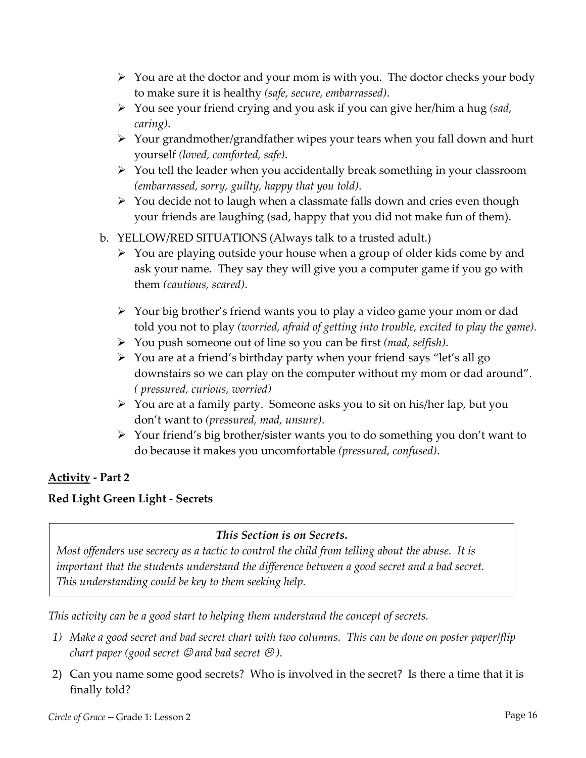- You are at the doctor and your mom is with you. The doctor checks your body to make sure it is healthy *(safe, secure, embarrassed)*.
- You see your friend crying and you ask if you can give her/him a hug *(sad, caring)*.
- Your grandmother/grandfather wipes your tears when you fall down and hurt yourself *(loved, comforted, safe)*.
- You tell the leader when you accidentally break something in your classroom *(embarrassed, sorry, guilty, happy that you told)*.
- You decide not to laugh when a classmate falls down and cries even though your friends are laughing (sad, happy that you did not make fun of them).

b. YELLOW/RED SITUATIONS (Always talk to a trusted adult.)

- You are playing outside your house when a group of older kids come by and ask your name. They say they will give you a computer game if you go with them *(cautious, scared)*.
- Your big brother's friend wants you to play a video game your mom or dad told you not to play *(worried, afraid of getting into trouble, excited to play the game).*
- You push someone out of line so you can be first *(mad, selfish)*.
- You are at a friend's birthday party when your friend says "let's all go downstairs so we can play on the computer without my mom or dad around". *( pressured, curious, worried)*
- You are at a family party. Someone asks you to sit on his/her lap, but you don't want to *(pressured, mad, unsure)*.
- Your friend's big brother/sister wants you to do something you don't want to do because it makes you uncomfortable *(pressured, confused)*.

**Activity - Part 2**

**Red Light Green Light - Secrets**

> ***This Section is on Secrets.***
> *Most offenders use secrecy as a tactic to control the child from telling about the abuse. It is important that the students understand the difference between a good secret and a bad secret. This understanding could be key to them seeking help.*

*This activity can be a good start to helping them understand the concept of secrets.*

1) *Make a good secret and bad secret chart with two columns. This can be done on poster paper/flip chart paper (good secret ☺ and bad secret ☹).*
2) Can you name some good secrets? Who is involved in the secret? Is there a time that it is finally told?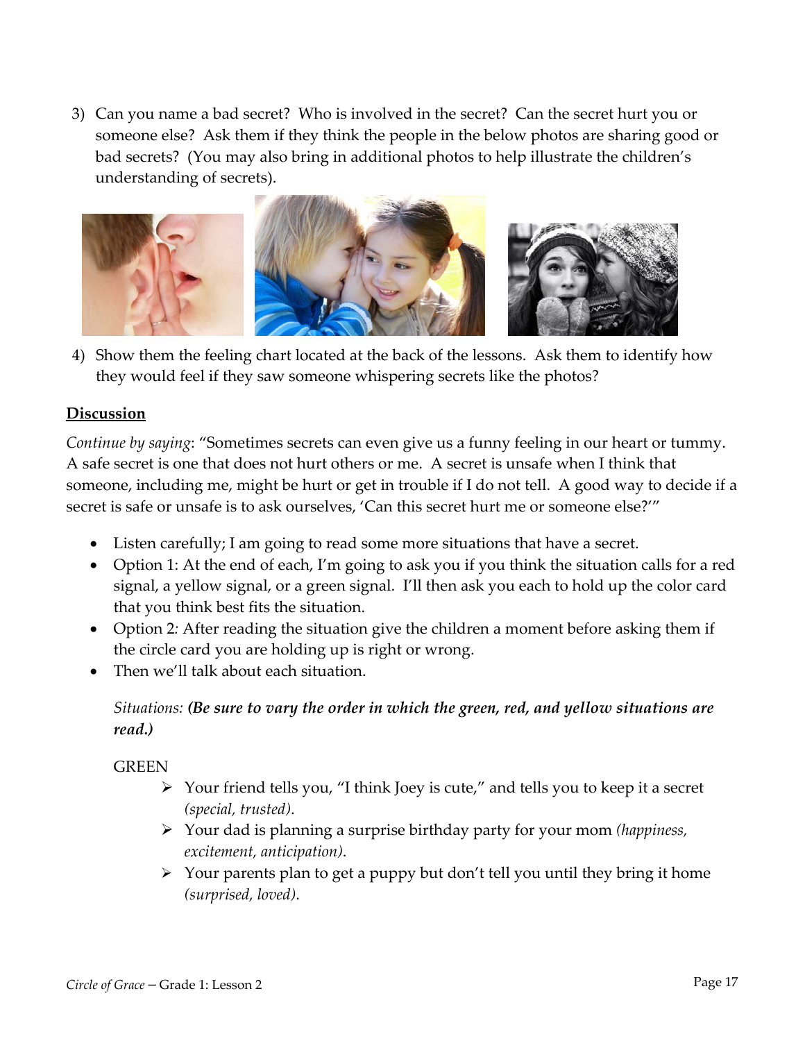3) Can you name a bad secret? Who is involved in the secret? Can the secret hurt you or someone else? Ask them if they think the people in the below photos are sharing good or bad secrets? (You may also bring in additional photos to help illustrate the children's understanding of secrets).

4) Show them the feeling chart located at the back of the lessons. Ask them to identify how they would feel if they saw someone whispering secrets like the photos?

**Discussion**

*Continue by saying*: "Sometimes secrets can even give us a funny feeling in our heart or tummy. A safe secret is one that does not hurt others or me. A secret is unsafe when I think that someone, including me, might be hurt or get in trouble if I do not tell. A good way to decide if a secret is safe or unsafe is to ask ourselves, 'Can this secret hurt me or someone else?'"

- Listen carefully; I am going to read some more situations that have a secret.
- Option 1: At the end of each, I'm going to ask you if you think the situation calls for a red signal, a yellow signal, or a green signal. I'll then ask you each to hold up the color card that you think best fits the situation.
- Option 2*:* After reading the situation give the children a moment before asking them if the circle card you are holding up is right or wrong.
- Then we'll talk about each situation.

*Situations:* ***(Be sure to vary the order in which the green, red, and yellow situations are read.)***

GREEN

- Your friend tells you, "I think Joey is cute," and tells you to keep it a secret *(special, trusted)*.
- Your dad is planning a surprise birthday party for your mom *(happiness, excitement, anticipation)*.
- Your parents plan to get a puppy but don't tell you until they bring it home *(surprised, loved)*.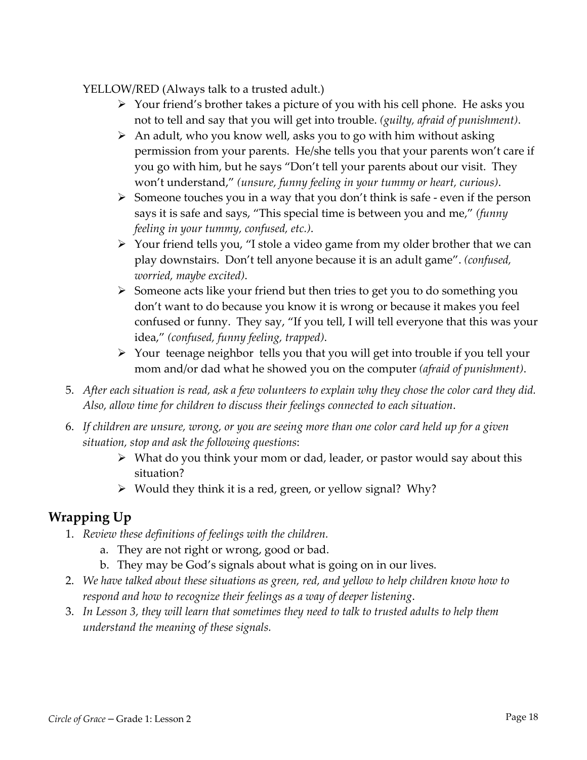YELLOW/RED (Always talk to a trusted adult.)

- Your friend's brother takes a picture of you with his cell phone. He asks you not to tell and say that you will get into trouble. *(guilty, afraid of punishment)*.
- An adult, who you know well, asks you to go with him without asking permission from your parents. He/she tells you that your parents won't care if you go with him, but he says "Don't tell your parents about our visit. They won't understand," *(unsure, funny feeling in your tummy or heart, curious)*.
- Someone touches you in a way that you don't think is safe - even if the person says it is safe and says, "This special time is between you and me," *(funny feeling in your tummy, confused, etc.)*.
- Your friend tells you, "I stole a video game from my older brother that we can play downstairs. Don't tell anyone because it is an adult game". *(confused, worried, maybe excited)*.
- Someone acts like your friend but then tries to get you to do something you don't want to do because you know it is wrong or because it makes you feel confused or funny. They say, "If you tell, I will tell everyone that this was your idea," *(confused, funny feeling, trapped)*.
- Your teenage neighbor tells you that you will get into trouble if you tell your mom and/or dad what he showed you on the computer *(afraid of punishment)*.

5. *After each situation is read, ask a few volunteers to explain why they chose the color card they did. Also, allow time for children to discuss their feelings connected to each situation*.
6. *If children are unsure, wrong, or you are seeing more than one color card held up for a given situation, stop and ask the following questions*:
   - What do you think your mom or dad, leader, or pastor would say about this situation?
   - Would they think it is a red, green, or yellow signal? Why?

## Wrapping Up

1. *Review these definitions of feelings with the children.*
   a. They are not right or wrong, good or bad.
   b. They may be God's signals about what is going on in our lives.
2. *We have talked about these situations as green, red, and yellow to help children know how to respond and how to recognize their feelings as a way of deeper listening*.
3. *In Lesson 3, they will learn that sometimes they need to talk to trusted adults to help them understand the meaning of these signals.*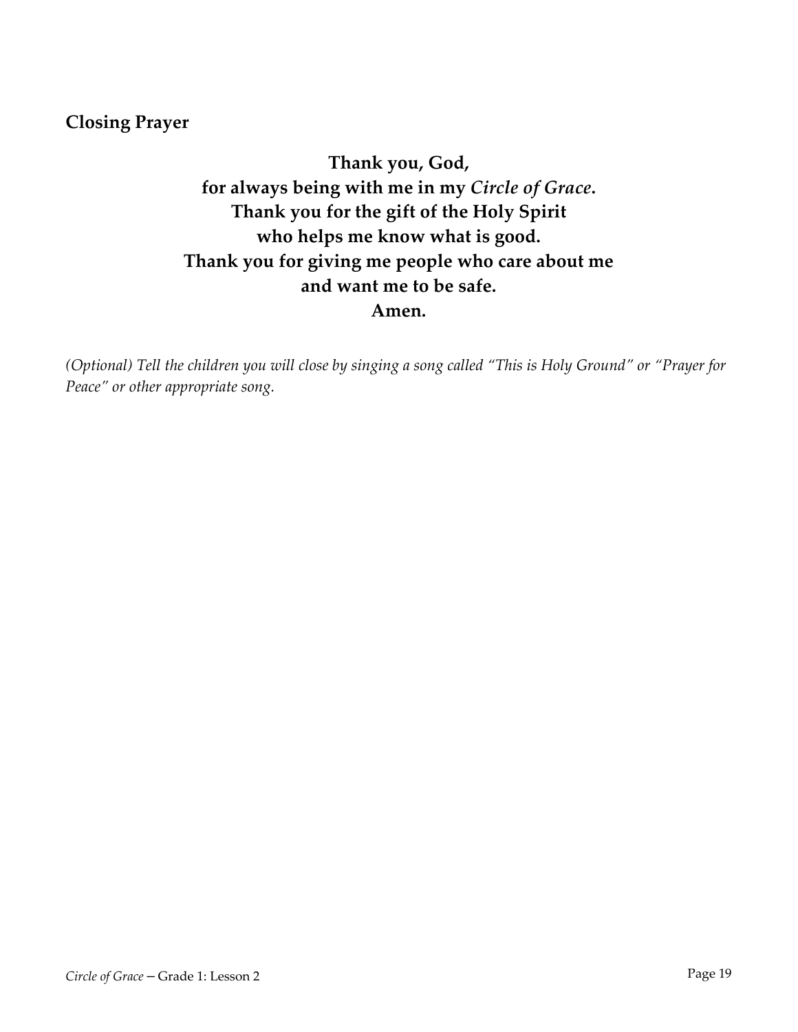**Closing Prayer**

**Thank you, God,**
**for always being with me in my *Circle of Grace*.**
**Thank you for the gift of the Holy Spirit**
**who helps me know what is good.**
**Thank you for giving me people who care about me**
**and want me to be safe.**
**Amen.**

*(Optional) Tell the children you will close by singing a song called "This is Holy Ground" or "Prayer for Peace" or other appropriate song.*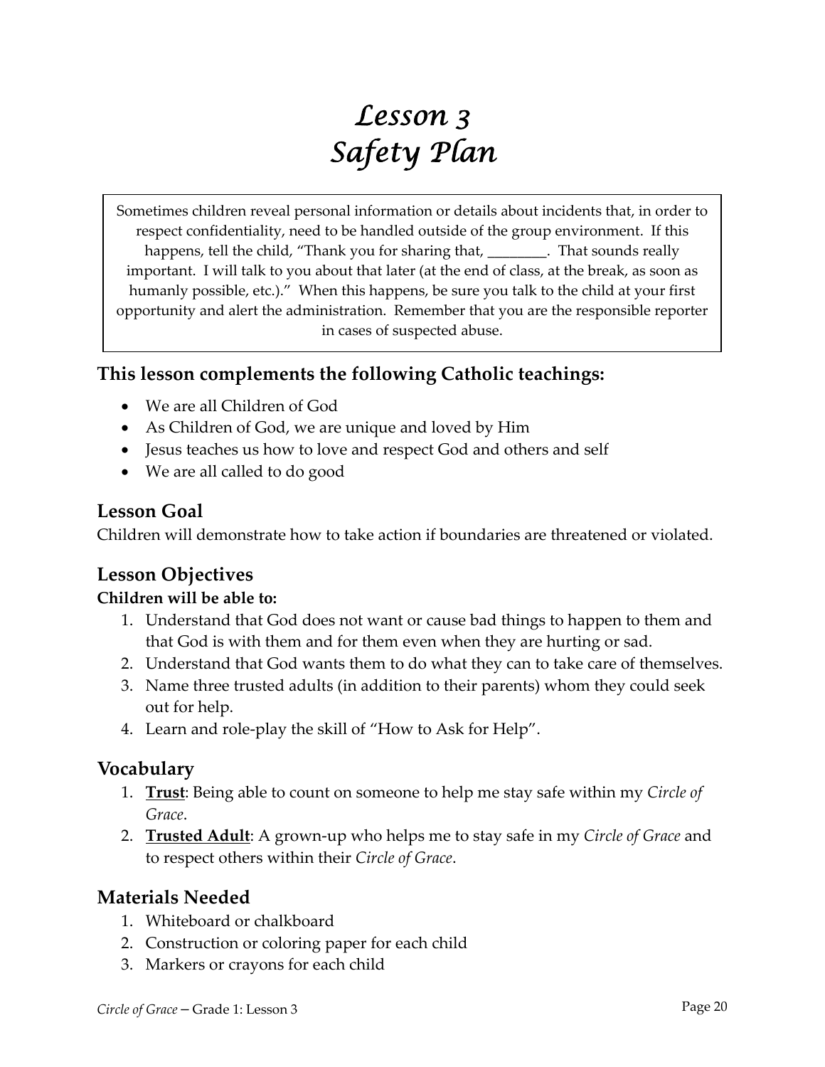# *Lesson 3*
# *Safety Plan*

> Sometimes children reveal personal information or details about incidents that, in order to respect confidentiality, need to be handled outside of the group environment. If this happens, tell the child, "Thank you for sharing that, ________. That sounds really important. I will talk to you about that later (at the end of class, at the break, as soon as humanly possible, etc.)." When this happens, be sure you talk to the child at your first opportunity and alert the administration. Remember that you are the responsible reporter in cases of suspected abuse.

## This lesson complements the following Catholic teachings:

- We are all Children of God
- As Children of God, we are unique and loved by Him
- Jesus teaches us how to love and respect God and others and self
- We are all called to do good

## Lesson Goal

Children will demonstrate how to take action if boundaries are threatened or violated.

## Lesson Objectives

**Children will be able to:**

1. Understand that God does not want or cause bad things to happen to them and that God is with them and for them even when they are hurting or sad.
2. Understand that God wants them to do what they can to take care of themselves.
3. Name three trusted adults (in addition to their parents) whom they could seek out for help.
4. Learn and role-play the skill of "How to Ask for Help".

## Vocabulary

1. **<u>Trust</u>**: Being able to count on someone to help me stay safe within my *Circle of Grace*.
2. **<u>Trusted Adult</u>**: A grown-up who helps me to stay safe in my *Circle of Grace* and to respect others within their *Circle of Grace*.

## Materials Needed

1. Whiteboard or chalkboard
2. Construction or coloring paper for each child
3. Markers or crayons for each child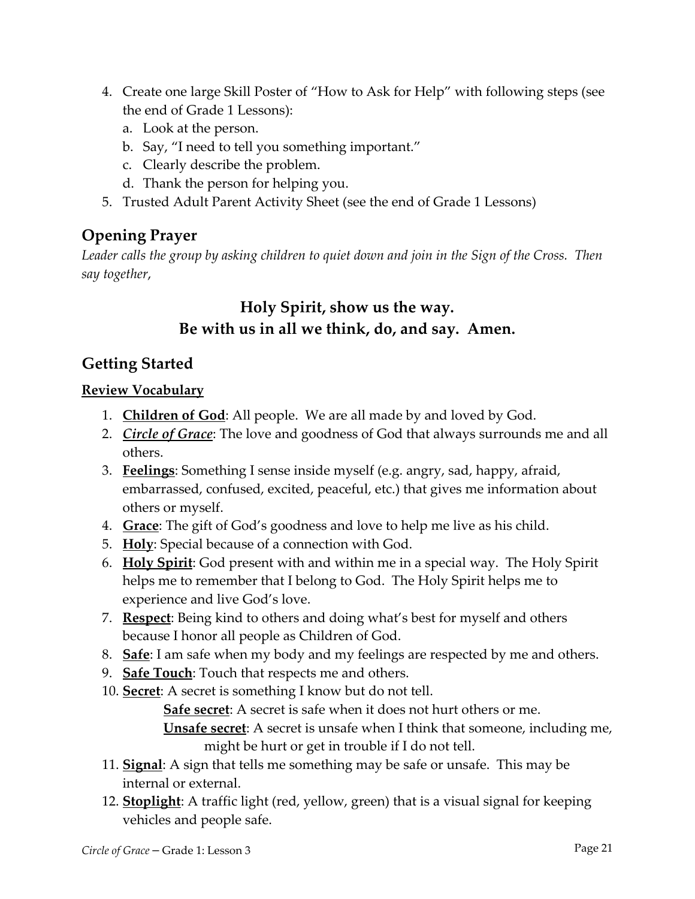4. Create one large Skill Poster of "How to Ask for Help" with following steps (see the end of Grade 1 Lessons):
   a. Look at the person.
   b. Say, "I need to tell you something important."
   c. Clearly describe the problem.
   d. Thank the person for helping you.
5. Trusted Adult Parent Activity Sheet (see the end of Grade 1 Lessons)

## Opening Prayer

*Leader calls the group by asking children to quiet down and join in the Sign of the Cross. Then say together,*

**Holy Spirit, show us the way.**
**Be with us in all we think, do, and say. Amen.**

## Getting Started

**Review Vocabulary**

1. **Children of God**: All people. We are all made by and loved by God.
2. ***Circle of Grace***: The love and goodness of God that always surrounds me and all others.
3. **Feelings**: Something I sense inside myself (e.g. angry, sad, happy, afraid, embarrassed, confused, excited, peaceful, etc.) that gives me information about others or myself.
4. **Grace**: The gift of God's goodness and love to help me live as his child.
5. **Holy**: Special because of a connection with God.
6. **Holy Spirit**: God present with and within me in a special way. The Holy Spirit helps me to remember that I belong to God. The Holy Spirit helps me to experience and live God's love.
7. **Respect**: Being kind to others and doing what's best for myself and others because I honor all people as Children of God.
8. **Safe**: I am safe when my body and my feelings are respected by me and others.
9. **Safe Touch**: Touch that respects me and others.
10. **Secret**: A secret is something I know but do not tell.
    - **Safe secret**: A secret is safe when it does not hurt others or me.
    - **Unsafe secret**: A secret is unsafe when I think that someone, including me, might be hurt or get in trouble if I do not tell.
11. **Signal**: A sign that tells me something may be safe or unsafe. This may be internal or external.
12. **Stoplight**: A traffic light (red, yellow, green) that is a visual signal for keeping vehicles and people safe.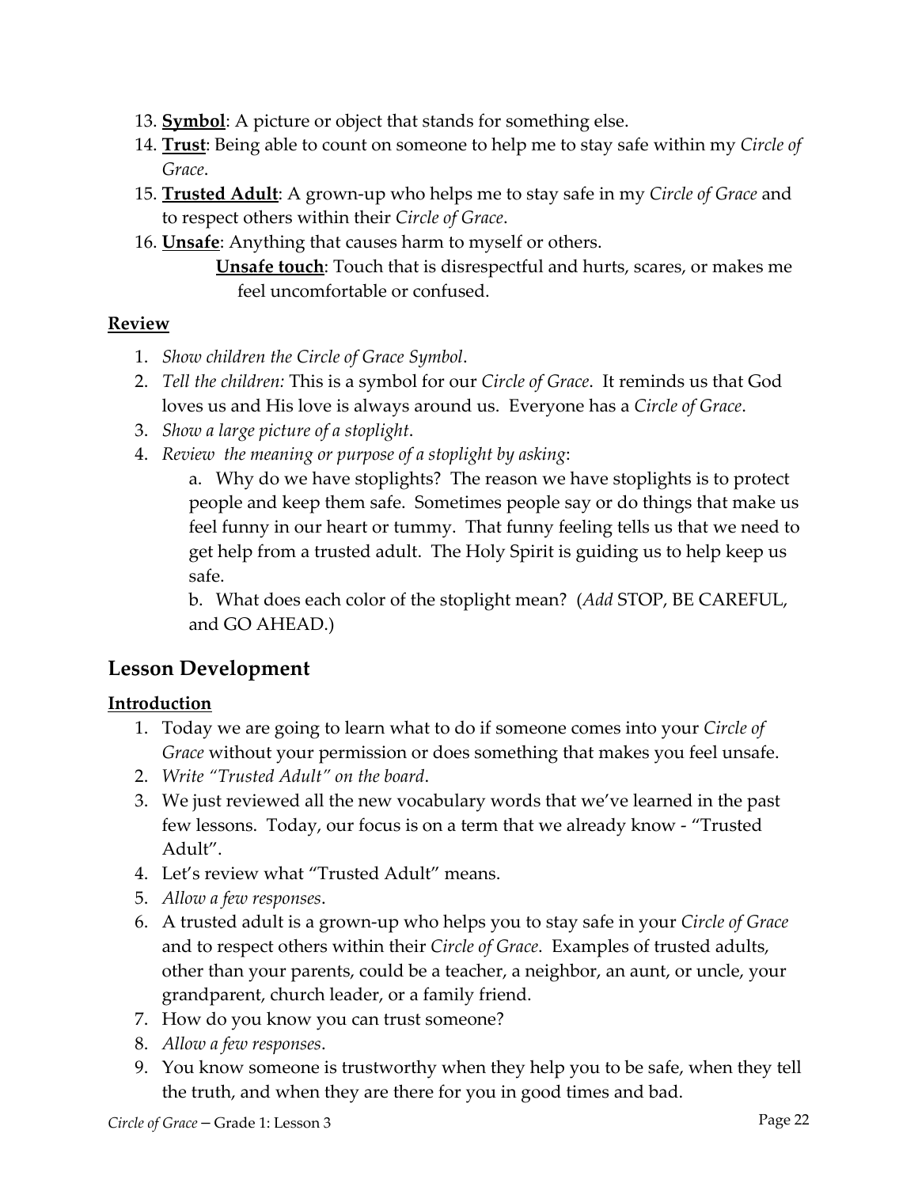13. **<u>Symbol</u>**: A picture or object that stands for something else.
14. **<u>Trust</u>**: Being able to count on someone to help me to stay safe within my *Circle of Grace*.
15. **<u>Trusted Adult</u>**: A grown-up who helps me to stay safe in my *Circle of Grace* and to respect others within their *Circle of Grace*.
16. **<u>Unsafe</u>**: Anything that causes harm to myself or others.

    **<u>Unsafe touch</u>**: Touch that is disrespectful and hurts, scares, or makes me feel uncomfortable or confused.

**<u>Review</u>**

1. *Show children the Circle of Grace Symbol*.
2. *Tell the children:* This is a symbol for our *Circle of Grace*. It reminds us that God loves us and His love is always around us. Everyone has a *Circle of Grace*.
3. *Show a large picture of a stoplight*.
4. *Review the meaning or purpose of a stoplight by asking*:

    a. Why do we have stoplights? The reason we have stoplights is to protect people and keep them safe. Sometimes people say or do things that make us feel funny in our heart or tummy. That funny feeling tells us that we need to get help from a trusted adult. The Holy Spirit is guiding us to help keep us safe.

    b. What does each color of the stoplight mean? (*Add* STOP, BE CAREFUL, and GO AHEAD.)

## Lesson Development

**<u>Introduction</u>**

1. Today we are going to learn what to do if someone comes into your *Circle of Grace* without your permission or does something that makes you feel unsafe.
2. *Write "Trusted Adult" on the board*.
3. We just reviewed all the new vocabulary words that we've learned in the past few lessons. Today, our focus is on a term that we already know - "Trusted Adult".
4. Let's review what "Trusted Adult" means.
5. *Allow a few responses*.
6. A trusted adult is a grown-up who helps you to stay safe in your *Circle of Grace* and to respect others within their *Circle of Grace*. Examples of trusted adults, other than your parents, could be a teacher, a neighbor, an aunt, or uncle, your grandparent, church leader, or a family friend.
7. How do you know you can trust someone?
8. *Allow a few responses*.
9. You know someone is trustworthy when they help you to be safe, when they tell the truth, and when they are there for you in good times and bad.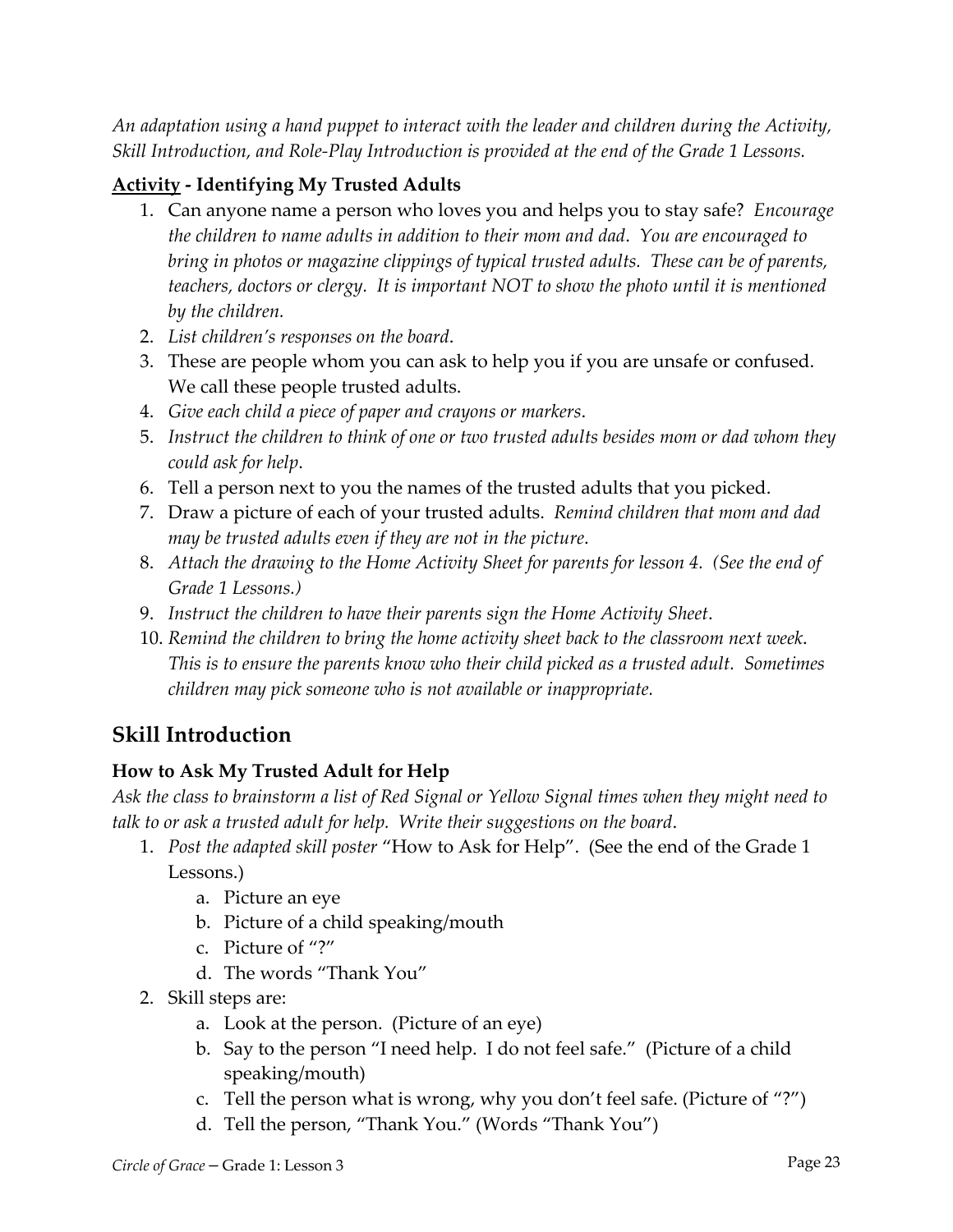*An adaptation using a hand puppet to interact with the leader and children during the Activity, Skill Introduction, and Role-Play Introduction is provided at the end of the Grade 1 Lessons.*

**<u>Activity</u> - Identifying My Trusted Adults**

1. Can anyone name a person who loves you and helps you to stay safe? *Encourage the children to name adults in addition to their mom and dad. You are encouraged to bring in photos or magazine clippings of typical trusted adults. These can be of parents, teachers, doctors or clergy. It is important NOT to show the photo until it is mentioned by the children.*
2. *List children's responses on the board.*
3. These are people whom you can ask to help you if you are unsafe or confused. We call these people trusted adults.
4. *Give each child a piece of paper and crayons or markers.*
5. *Instruct the children to think of one or two trusted adults besides mom or dad whom they could ask for help.*
6. Tell a person next to you the names of the trusted adults that you picked.
7. Draw a picture of each of your trusted adults. *Remind children that mom and dad may be trusted adults even if they are not in the picture.*
8. *Attach the drawing to the Home Activity Sheet for parents for lesson 4. (See the end of Grade 1 Lessons.)*
9. *Instruct the children to have their parents sign the Home Activity Sheet.*
10. *Remind the children to bring the home activity sheet back to the classroom next week. This is to ensure the parents know who their child picked as a trusted adult. Sometimes children may pick someone who is not available or inappropriate.*

## Skill Introduction

### How to Ask My Trusted Adult for Help

*Ask the class to brainstorm a list of Red Signal or Yellow Signal times when they might need to talk to or ask a trusted adult for help. Write their suggestions on the board.*

1. *Post the adapted skill poster* "How to Ask for Help". (See the end of the Grade 1 Lessons.)
    a. Picture an eye
    b. Picture of a child speaking/mouth
    c. Picture of "?"
    d. The words "Thank You"
2. Skill steps are:
    a. Look at the person. (Picture of an eye)
    b. Say to the person "I need help. I do not feel safe." (Picture of a child speaking/mouth)
    c. Tell the person what is wrong, why you don't feel safe. (Picture of "?")
    d. Tell the person, "Thank You." (Words "Thank You")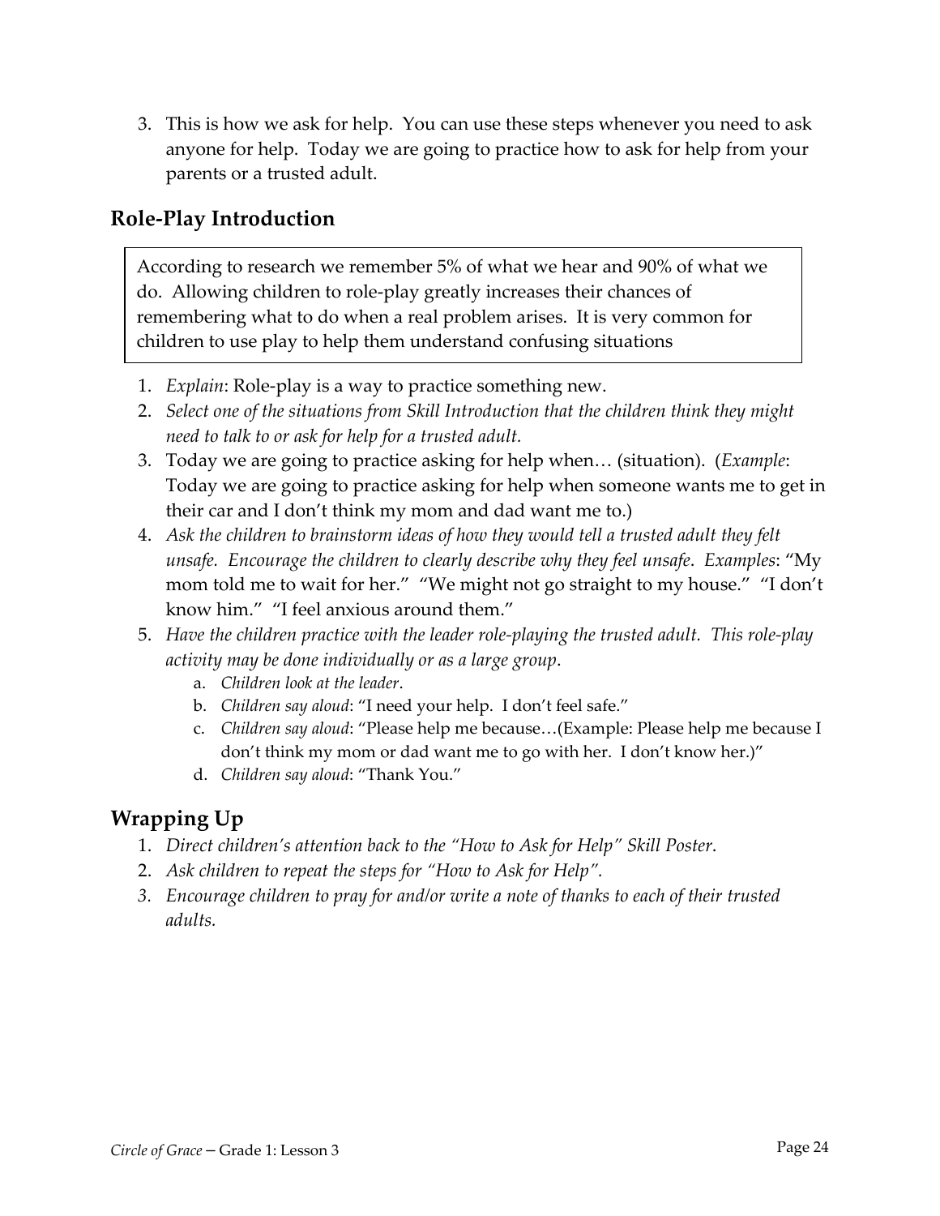3. This is how we ask for help. You can use these steps whenever you need to ask anyone for help. Today we are going to practice how to ask for help from your parents or a trusted adult.

## Role-Play Introduction

> According to research we remember 5% of what we hear and 90% of what we do. Allowing children to role-play greatly increases their chances of remembering what to do when a real problem arises. It is very common for children to use play to help them understand confusing situations

1. *Explain*: Role-play is a way to practice something new.
2. *Select one of the situations from Skill Introduction that the children think they might need to talk to or ask for help for a trusted adult.*
3. Today we are going to practice asking for help when… (situation). (*Example*: Today we are going to practice asking for help when someone wants me to get in their car and I don't think my mom and dad want me to.)
4. *Ask the children to brainstorm ideas of how they would tell a trusted adult they felt unsafe. Encourage the children to clearly describe why they feel unsafe*. *Examples*: "My mom told me to wait for her." "We might not go straight to my house." "I don't know him." "I feel anxious around them."
5. *Have the children practice with the leader role-playing the trusted adult. This role-play activity may be done individually or as a large group*.
   a. *Children look at the leader*.
   b. *Children say aloud*: "I need your help. I don't feel safe."
   c. *Children say aloud*: "Please help me because…(Example: Please help me because I don't think my mom or dad want me to go with her. I don't know her.)"
   d. *Children say aloud*: "Thank You."

## Wrapping Up

1. *Direct children's attention back to the "How to Ask for Help" Skill Poster*.
2. *Ask children to repeat the steps for "How to Ask for Help".*
3. *Encourage children to pray for and/or write a note of thanks to each of their trusted adults.*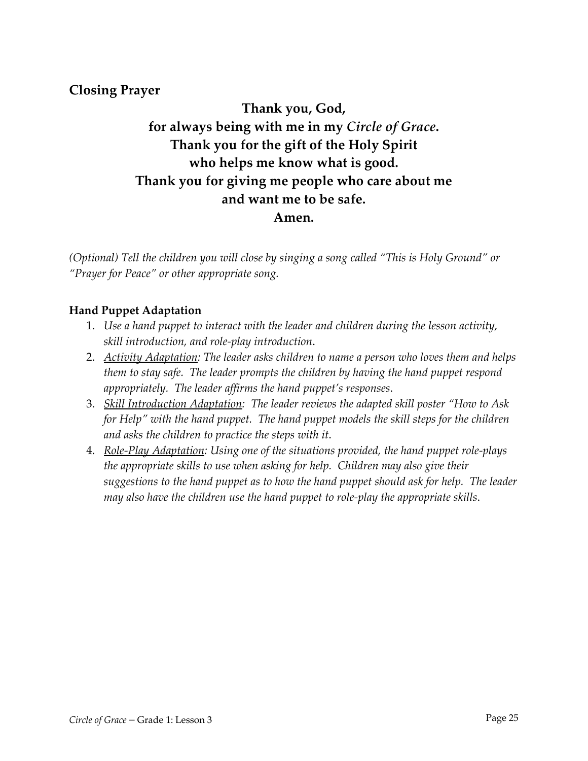## Closing Prayer

**Thank you, God,**
**for always being with me in my *Circle of Grace*.**
**Thank you for the gift of the Holy Spirit**
**who helps me know what is good.**
**Thank you for giving me people who care about me**
**and want me to be safe.**
**Amen.**

*(Optional) Tell the children you will close by singing a song called "This is Holy Ground" or "Prayer for Peace" or other appropriate song.*

### Hand Puppet Adaptation

1. *Use a hand puppet to interact with the leader and children during the lesson activity, skill introduction, and role-play introduction.*
2. *<u>Activity Adaptation</u>: The leader asks children to name a person who loves them and helps them to stay safe. The leader prompts the children by having the hand puppet respond appropriately. The leader affirms the hand puppet's responses.*
3. *<u>Skill Introduction Adaptation</u>: The leader reviews the adapted skill poster "How to Ask for Help" with the hand puppet. The hand puppet models the skill steps for the children and asks the children to practice the steps with it.*
4. *<u>Role-Play Adaptation</u>: Using one of the situations provided, the hand puppet role-plays the appropriate skills to use when asking for help. Children may also give their suggestions to the hand puppet as to how the hand puppet should ask for help. The leader may also have the children use the hand puppet to role-play the appropriate skills.*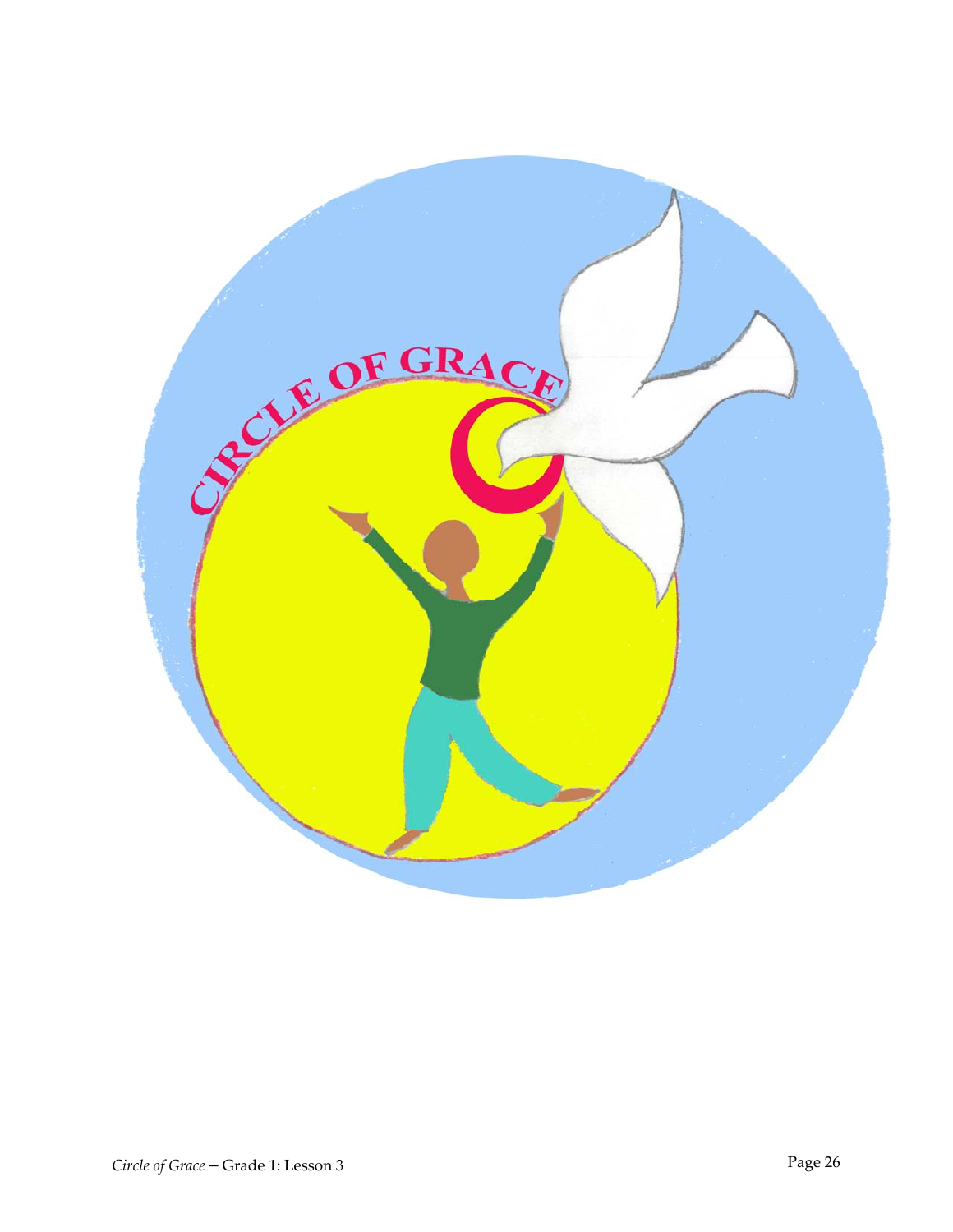CIRCLE OF GRACE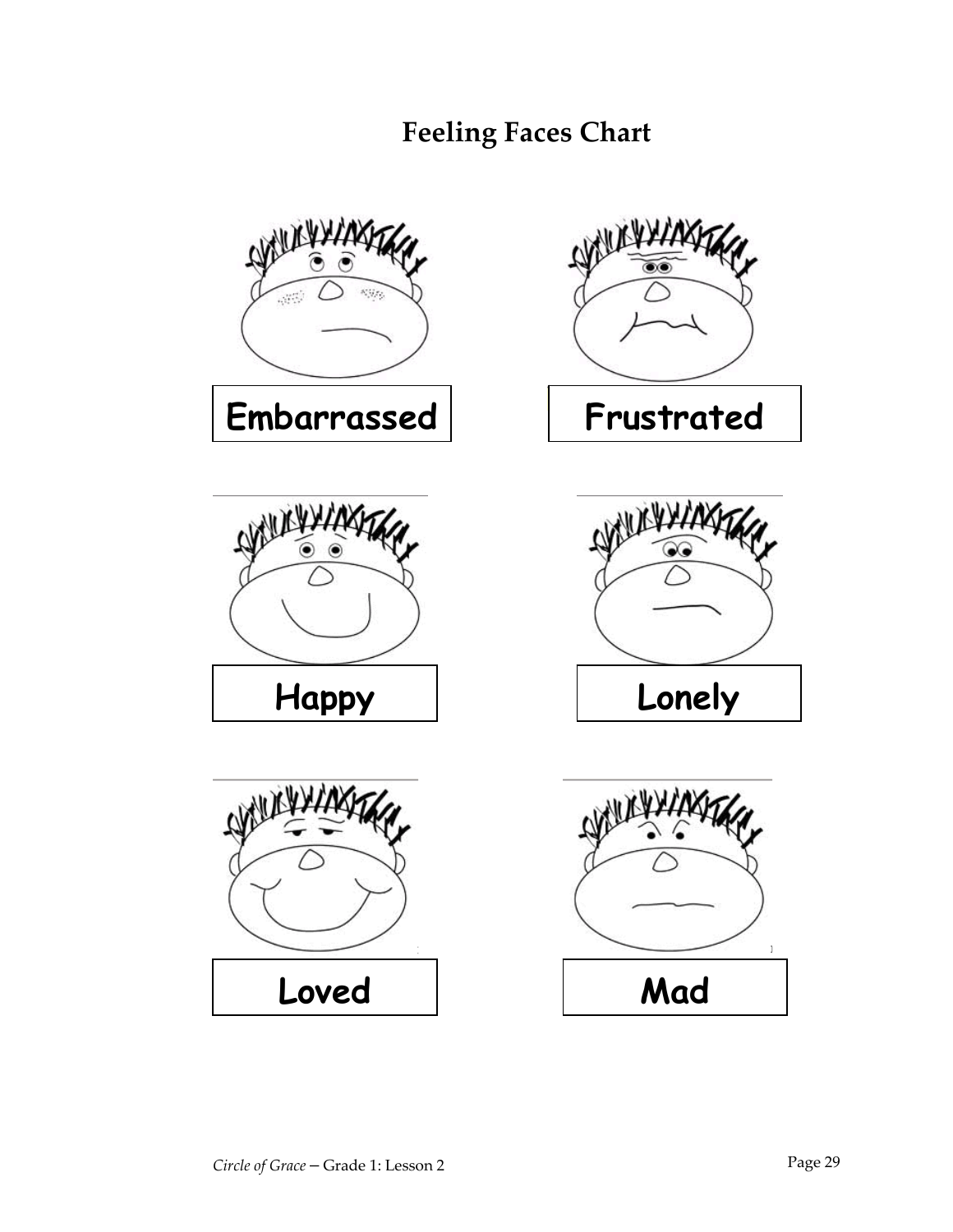# Feeling Faces Chart

Embarrassed

Frustrated

Happy

Lonely

Loved

Mad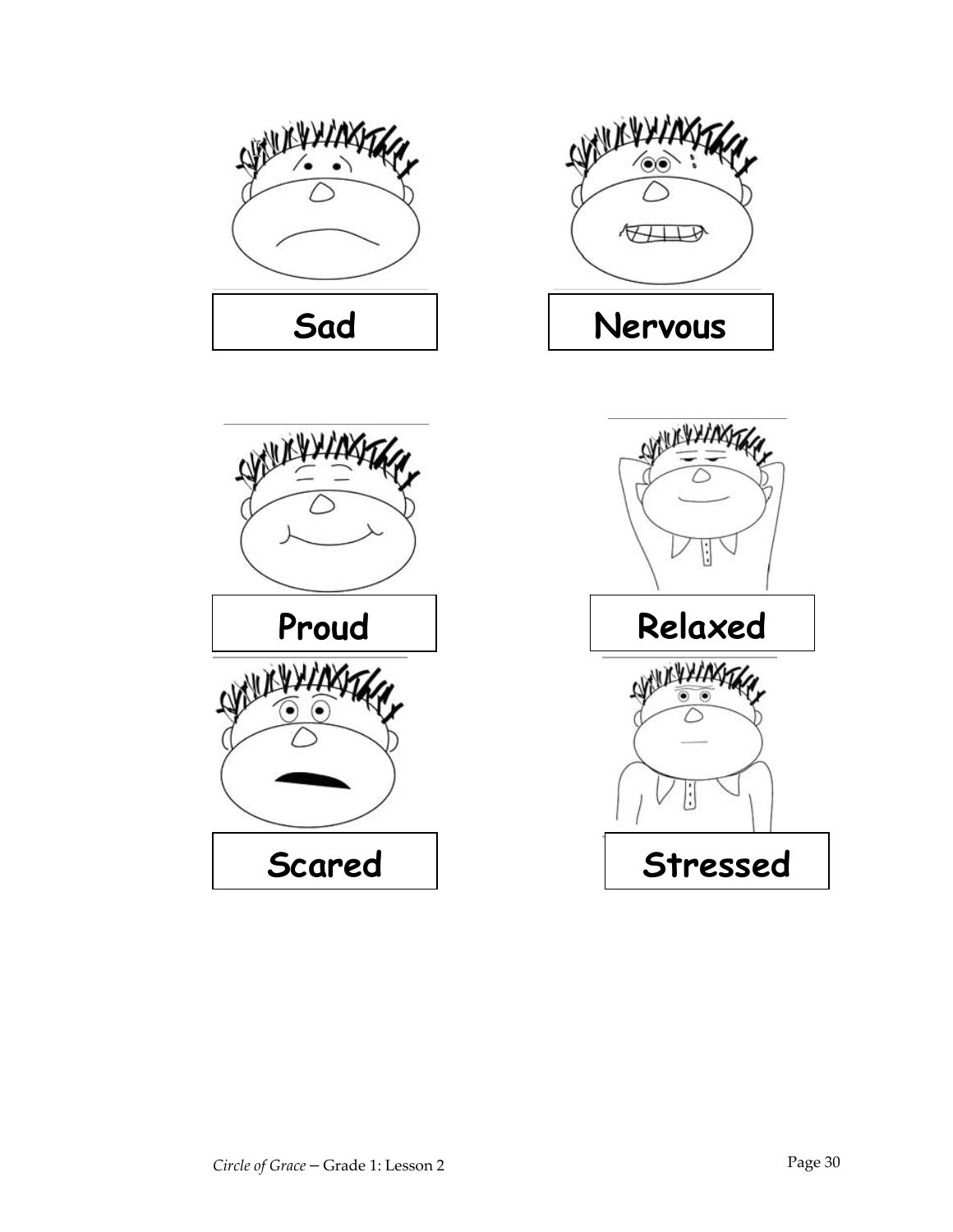Sad

Nervous

Proud

Relaxed

Scared

Stressed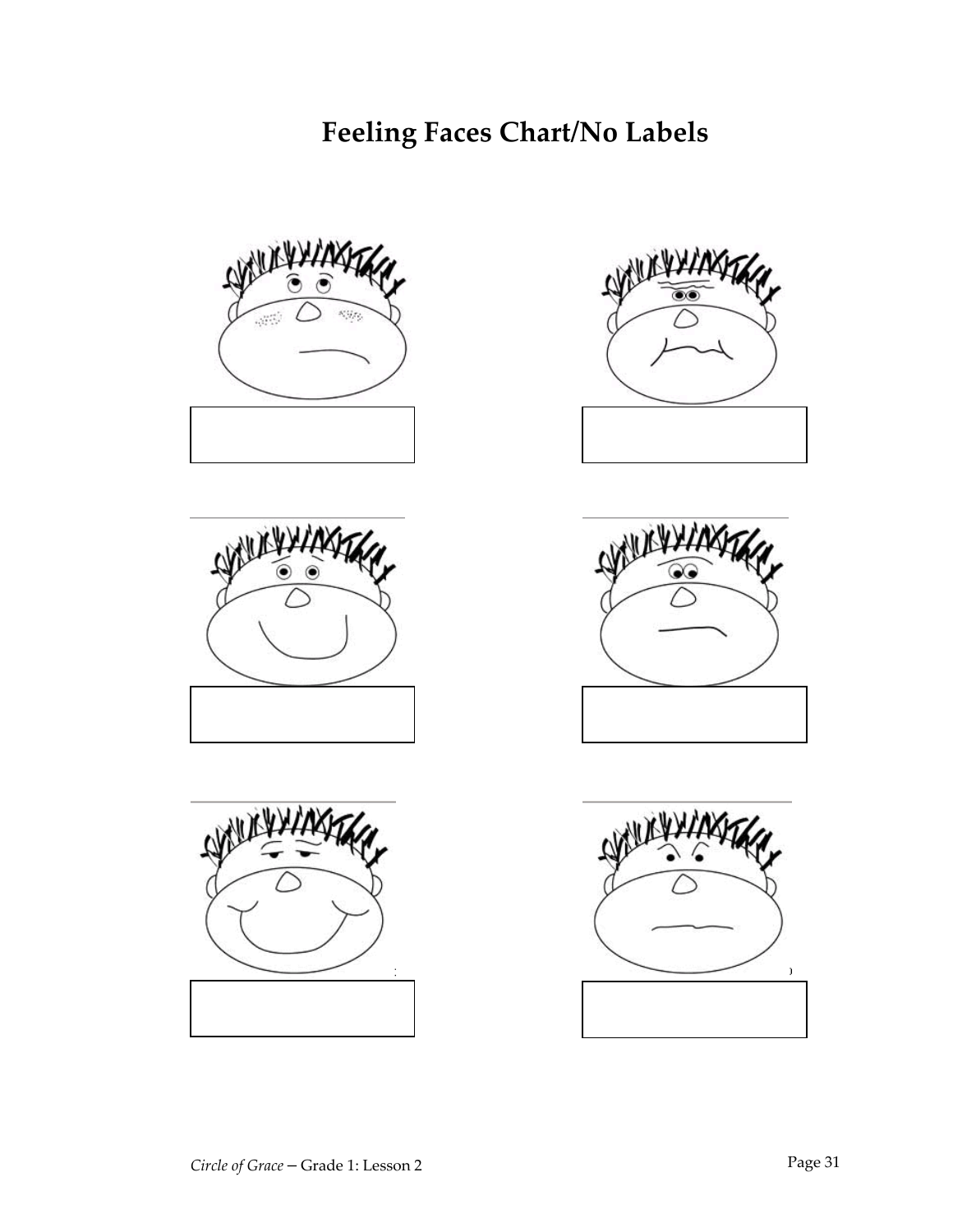# Feeling Faces Chart/No Labels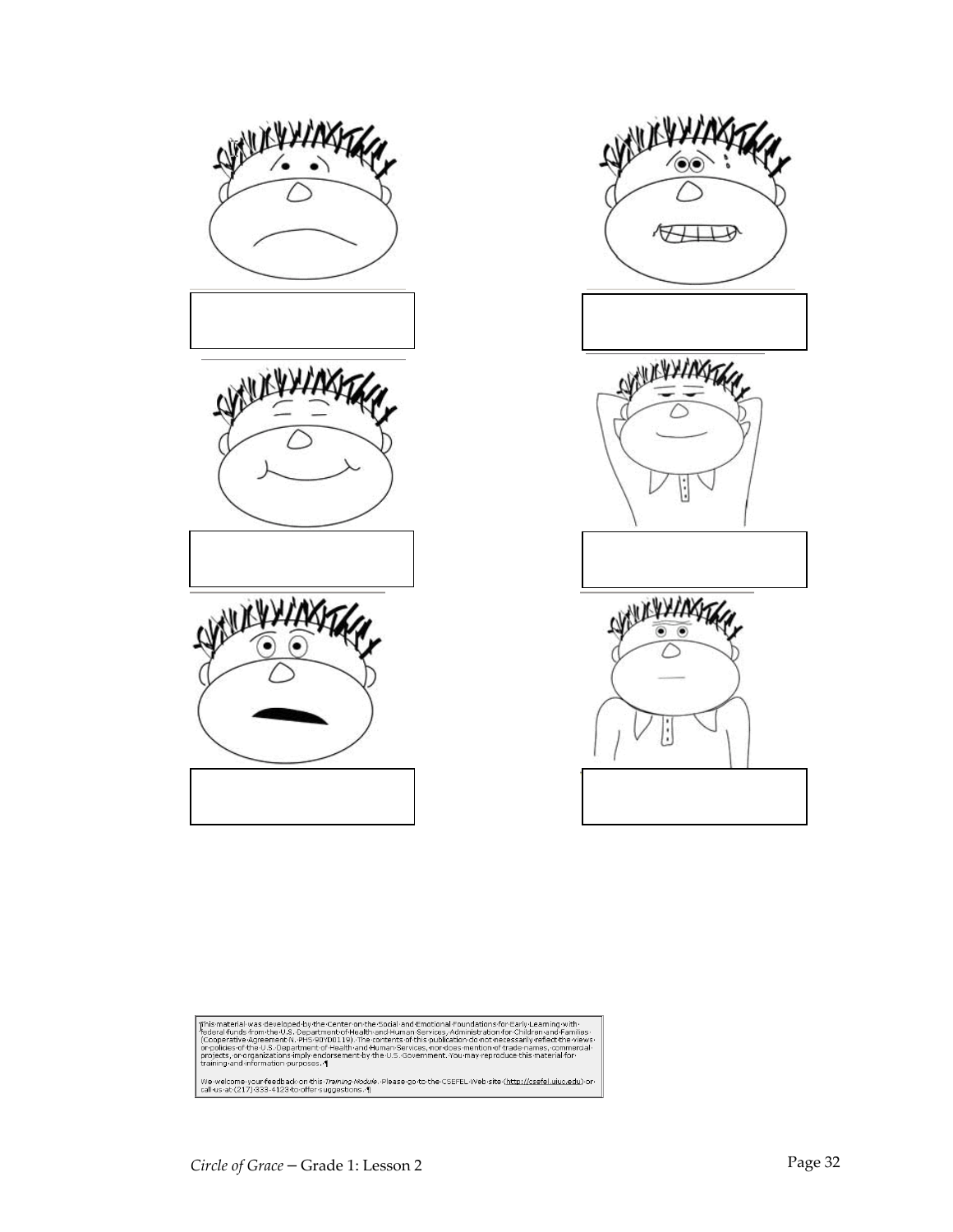This material was developed by the Center on the Social and Emotional Foundations for Early Learning with federal funds from the U.S. Department of Health and Human Services, Administration for Children and Families (Cooperative Agreement N. PHS 90YD0119). The contents of this publication do not necessarily reflect the views or policies of the U.S. Department of Health and Human Services, nor does mention of trade names, commercial projects, or organizations imply endorsement by the U.S. Government. You may reproduce this material for training and information purposes.

We welcome your feedback on this *Training Module*. Please go to the CSEFEL Web site (http://csefel.uiuc.edu) or call us at (217) 333-4123 to offer suggestions.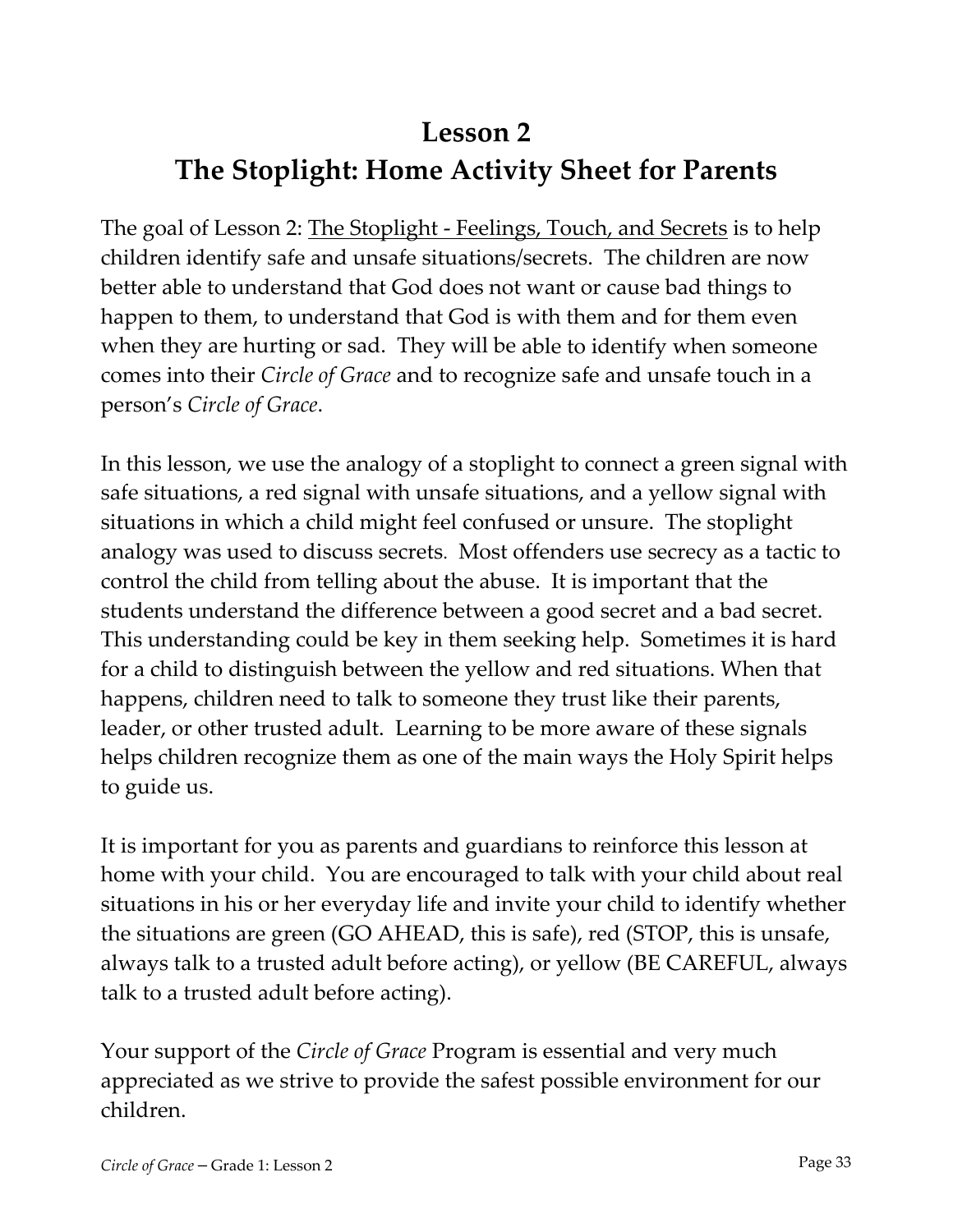# Lesson 2
# The Stoplight: Home Activity Sheet for Parents

The goal of Lesson 2: The Stoplight - Feelings, Touch, and Secrets is to help children identify safe and unsafe situations/secrets. The children are now better able to understand that God does not want or cause bad things to happen to them, to understand that God is with them and for them even when they are hurting or sad. They will be able to identify when someone comes into their *Circle of Grace* and to recognize safe and unsafe touch in a person's *Circle of Grace*.

In this lesson, we use the analogy of a stoplight to connect a green signal with safe situations, a red signal with unsafe situations, and a yellow signal with situations in which a child might feel confused or unsure. The stoplight analogy was used to discuss secrets. Most offenders use secrecy as a tactic to control the child from telling about the abuse. It is important that the students understand the difference between a good secret and a bad secret. This understanding could be key in them seeking help. Sometimes it is hard for a child to distinguish between the yellow and red situations. When that happens, children need to talk to someone they trust like their parents, leader, or other trusted adult. Learning to be more aware of these signals helps children recognize them as one of the main ways the Holy Spirit helps to guide us.

It is important for you as parents and guardians to reinforce this lesson at home with your child. You are encouraged to talk with your child about real situations in his or her everyday life and invite your child to identify whether the situations are green (GO AHEAD, this is safe), red (STOP, this is unsafe, always talk to a trusted adult before acting), or yellow (BE CAREFUL, always talk to a trusted adult before acting).

Your support of the *Circle of Grace* Program is essential and very much appreciated as we strive to provide the safest possible environment for our children.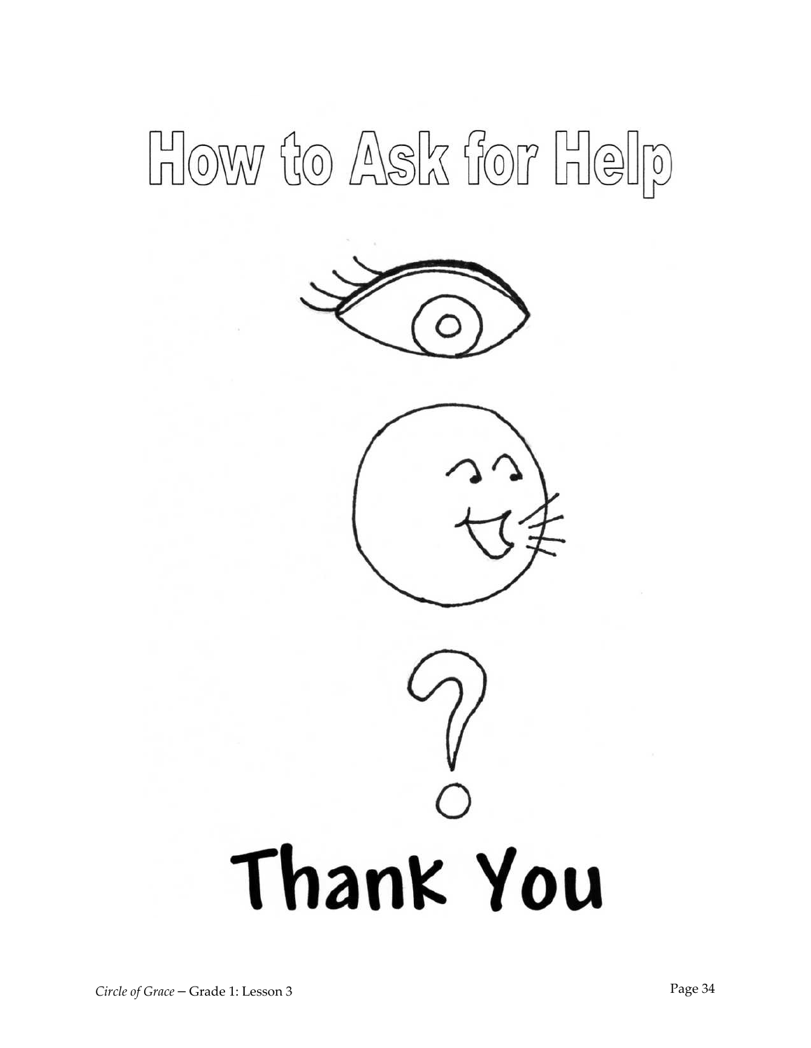# How to Ask for Help

Thank You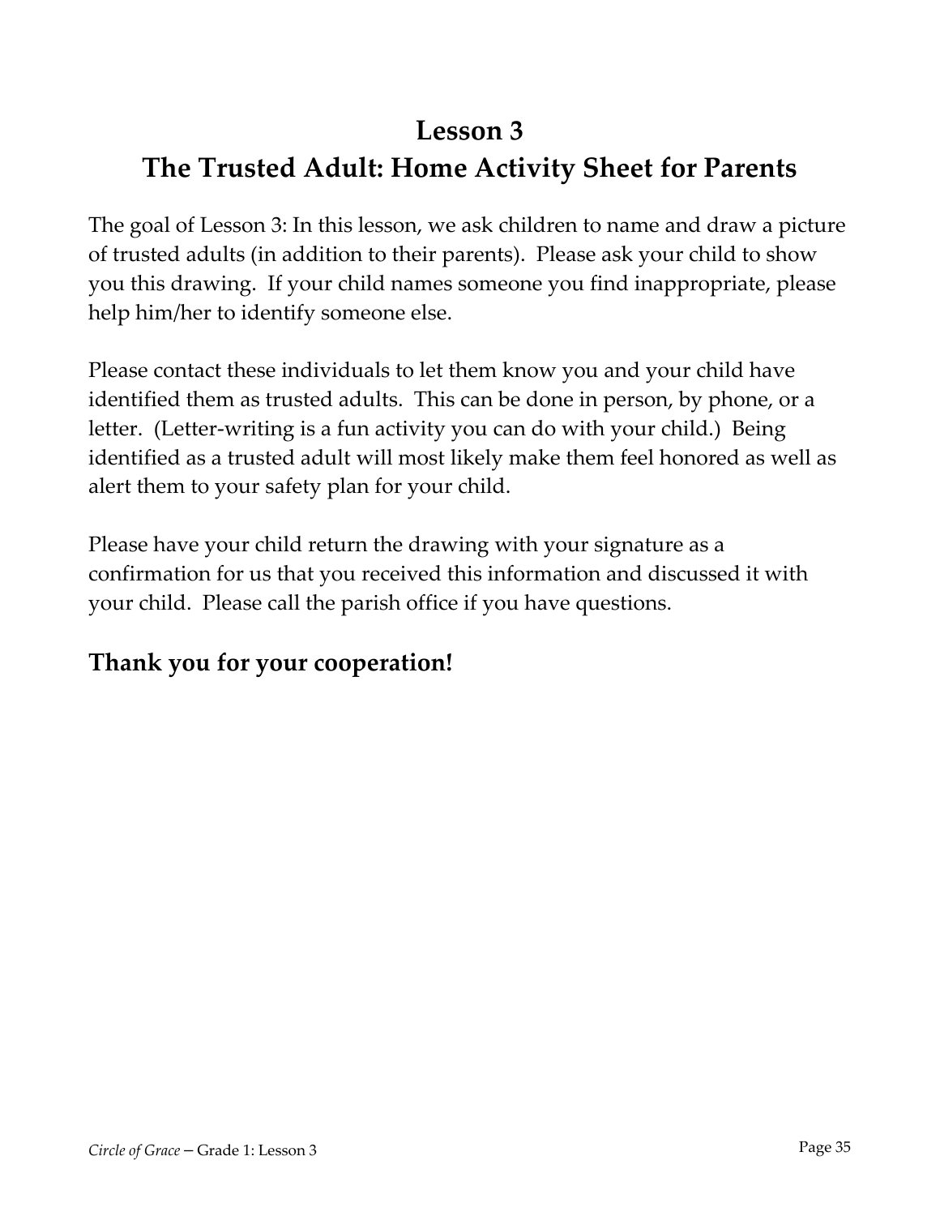# Lesson 3
# The Trusted Adult: Home Activity Sheet for Parents

The goal of Lesson 3: In this lesson, we ask children to name and draw a picture of trusted adults (in addition to their parents). Please ask your child to show you this drawing. If your child names someone you find inappropriate, please help him/her to identify someone else.

Please contact these individuals to let them know you and your child have identified them as trusted adults. This can be done in person, by phone, or a letter. (Letter-writing is a fun activity you can do with your child.) Being identified as a trusted adult will most likely make them feel honored as well as alert them to your safety plan for your child.

Please have your child return the drawing with your signature as a confirmation for us that you received this information and discussed it with your child. Please call the parish office if you have questions.

## Thank you for your cooperation!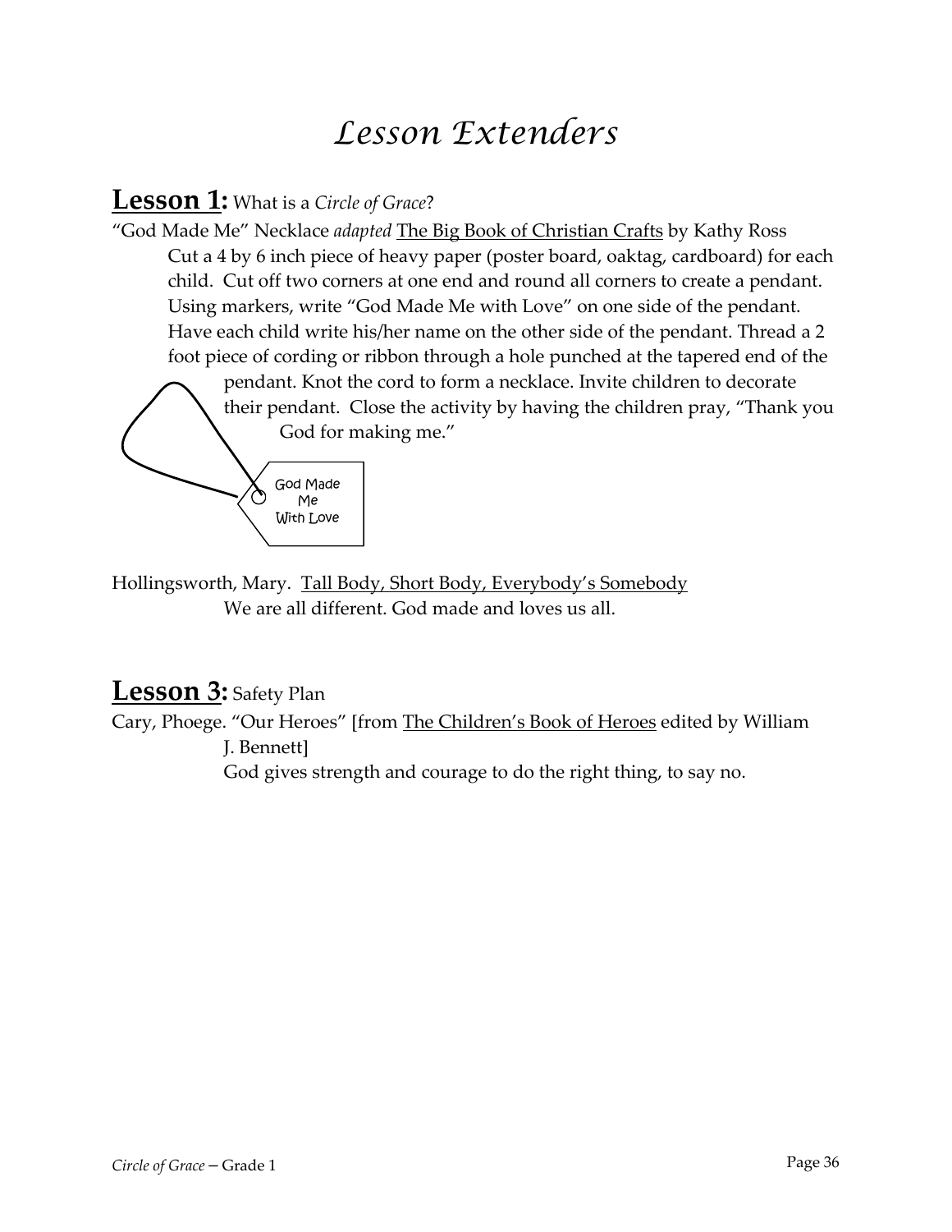# *Lesson Extenders*

## **Lesson 1:** What is a *Circle of Grace*?

"God Made Me" Necklace *adapted* The Big Book of Christian Crafts by Kathy Ross

Cut a 4 by 6 inch piece of heavy paper (poster board, oaktag, cardboard) for each child. Cut off two corners at one end and round all corners to create a pendant. Using markers, write "God Made Me with Love" on one side of the pendant. Have each child write his/her name on the other side of the pendant. Thread a 2 foot piece of cording or ribbon through a hole punched at the tapered end of the pendant. Knot the cord to form a necklace. Invite children to decorate their pendant. Close the activity by having the children pray, "Thank you God for making me."

God Made Me With Love

Hollingsworth, Mary. Tall Body, Short Body, Everybody's Somebody

We are all different. God made and loves us all.

## **Lesson 3:** Safety Plan

Cary, Phoege. "Our Heroes" [from The Children's Book of Heroes edited by William J. Bennett]

God gives strength and courage to do the right thing, to say no.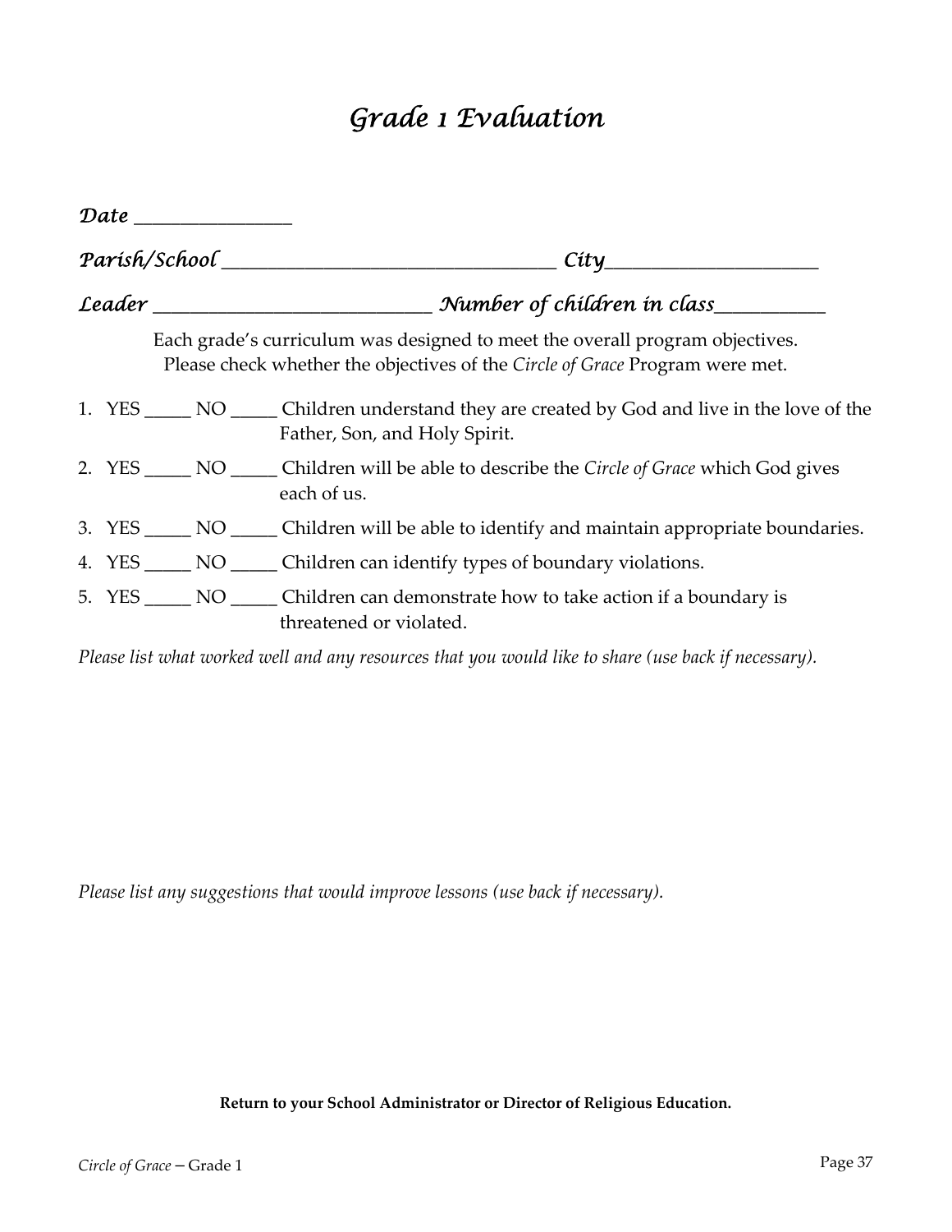# *Grade 1 Evaluation*

*Date* _______________

*Parish/School* ________________________________ *City*____________________

*Leader* __________________________ *Number of children in class*__________

Each grade's curriculum was designed to meet the overall program objectives.
Please check whether the objectives of the *Circle of Grace* Program were met.

1. YES _____ NO _____ Children understand they are created by God and live in the love of the Father, Son, and Holy Spirit.
2. YES _____ NO _____ Children will be able to describe the *Circle of Grace* which God gives each of us.
3. YES _____ NO _____ Children will be able to identify and maintain appropriate boundaries.
4. YES _____ NO _____ Children can identify types of boundary violations.
5. YES _____ NO _____ Children can demonstrate how to take action if a boundary is threatened or violated.

*Please list what worked well and any resources that you would like to share (use back if necessary).*

*Please list any suggestions that would improve lessons (use back if necessary).*

**Return to your School Administrator or Director of Religious Education.**